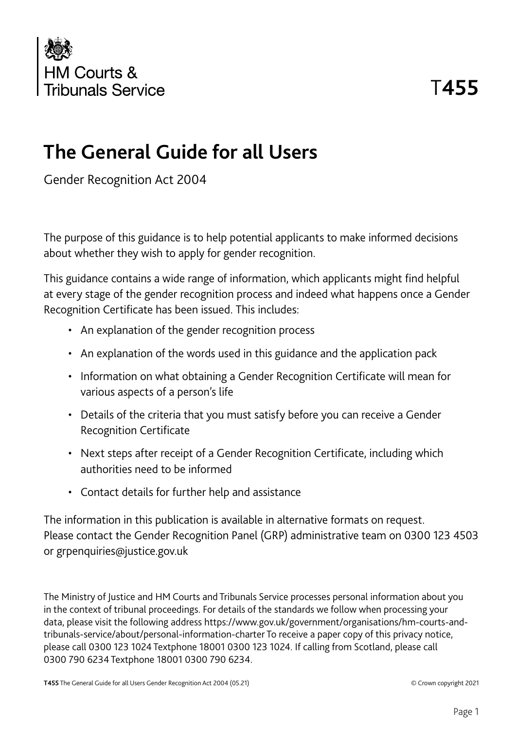HM Courts & Tribunals Service

T455

# The General Guide for all Users

Gender Recognition Act 2004

The purpose of this guidance is to help potential applicants to make informed decisions about whether they wish to apply for gender recognition.

This guidance contains a wide range of information, which applicants might find helpful at every stage of the gender recognition process and indeed what happens once a Gender Recognition Certificate has been issued. This includes:

- An explanation of the gender recognition process
- An explanation of the words used in this guidance and the application pack
- Information on what obtaining a Gender Recognition Certificate will mean for various aspects of a person's life
- Details of the criteria that you must satisfy before you can receive a Gender Recognition Certificate
- Next steps after receipt of a Gender Recognition Certificate, including which authorities need to be informed
- Contact details for further help and assistance

The information in this publication is available in alternative formats on request. Please contact the Gender Recognition Panel (GRP) administrative team on 0300 123 4503 or grpenquiries@justice.gov.uk

The Ministry of Justice and HM Courts and Tribunals Service processes personal information about you in the context of tribunal proceedings. For details of the standards we follow when processing your data, please visit the following address https://www.gov.uk/government/organisations/hm-courts-and-tribunals-service/about/personal-information-charter To receive a paper copy of this privacy notice, please call 0300 123 1024 Textphone 18001 0300 123 1024. If calling from Scotland, please call 0300 790 6234 Textphone 18001 0300 790 6234.

**T455** The General Guide for all Users Gender Recognition Act 2004 (05.21)

© Crown copyright 2021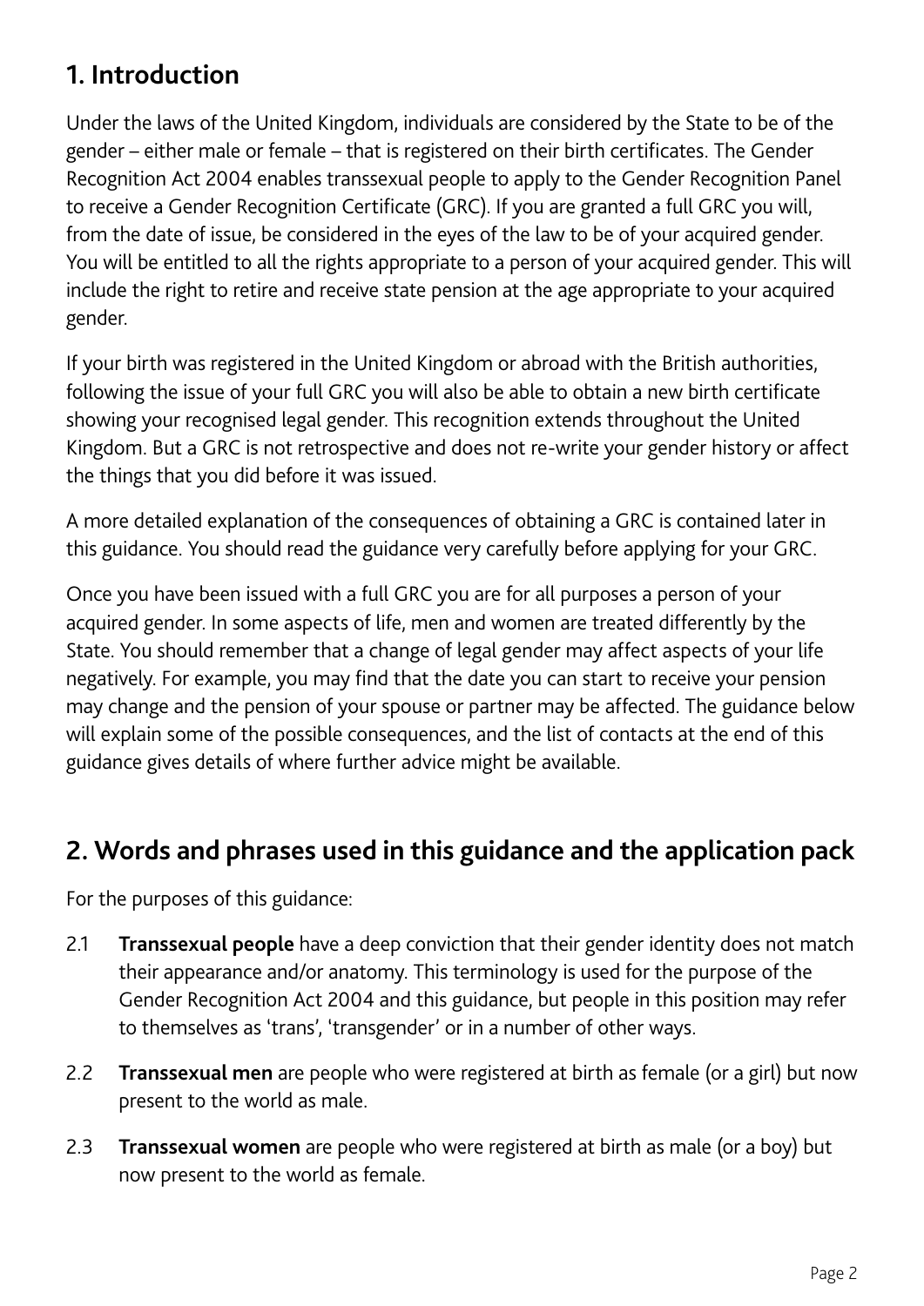## 1. Introduction

Under the laws of the United Kingdom, individuals are considered by the State to be of the gender – either male or female – that is registered on their birth certificates. The Gender Recognition Act 2004 enables transsexual people to apply to the Gender Recognition Panel to receive a Gender Recognition Certificate (GRC). If you are granted a full GRC you will, from the date of issue, be considered in the eyes of the law to be of your acquired gender. You will be entitled to all the rights appropriate to a person of your acquired gender. This will include the right to retire and receive state pension at the age appropriate to your acquired gender.

If your birth was registered in the United Kingdom or abroad with the British authorities, following the issue of your full GRC you will also be able to obtain a new birth certificate showing your recognised legal gender. This recognition extends throughout the United Kingdom. But a GRC is not retrospective and does not re-write your gender history or affect the things that you did before it was issued.

A more detailed explanation of the consequences of obtaining a GRC is contained later in this guidance. You should read the guidance very carefully before applying for your GRC.

Once you have been issued with a full GRC you are for all purposes a person of your acquired gender. In some aspects of life, men and women are treated differently by the State. You should remember that a change of legal gender may affect aspects of your life negatively. For example, you may find that the date you can start to receive your pension may change and the pension of your spouse or partner may be affected. The guidance below will explain some of the possible consequences, and the list of contacts at the end of this guidance gives details of where further advice might be available.

## 2. Words and phrases used in this guidance and the application pack

For the purposes of this guidance:

2.1 **Transsexual people** have a deep conviction that their gender identity does not match their appearance and/or anatomy. This terminology is used for the purpose of the Gender Recognition Act 2004 and this guidance, but people in this position may refer to themselves as 'trans', 'transgender' or in a number of other ways.

2.2 **Transsexual men** are people who were registered at birth as female (or a girl) but now present to the world as male.

2.3 **Transsexual women** are people who were registered at birth as male (or a boy) but now present to the world as female.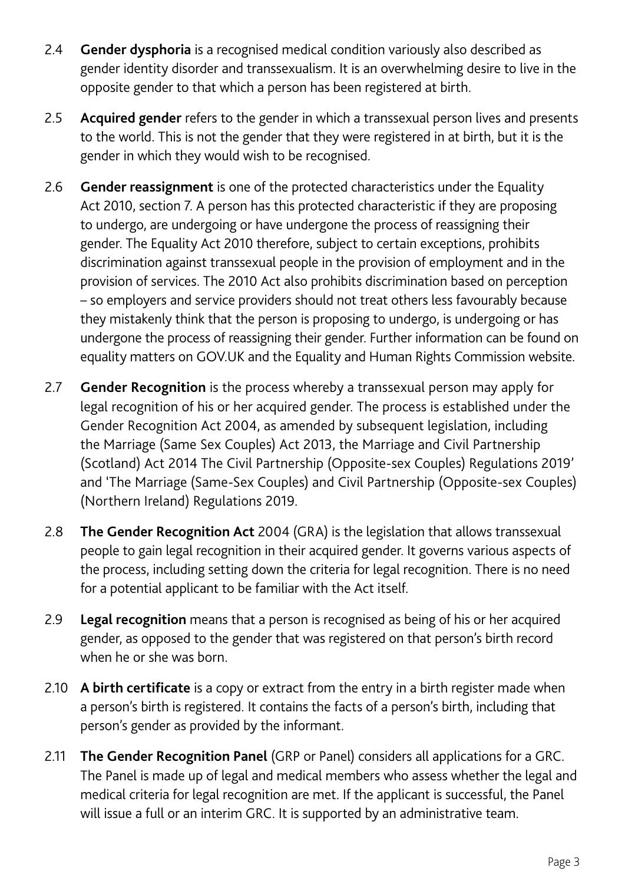2.4 **Gender dysphoria** is a recognised medical condition variously also described as gender identity disorder and transsexualism. It is an overwhelming desire to live in the opposite gender to that which a person has been registered at birth.

2.5 **Acquired gender** refers to the gender in which a transsexual person lives and presents to the world. This is not the gender that they were registered in at birth, but it is the gender in which they would wish to be recognised.

2.6 **Gender reassignment** is one of the protected characteristics under the Equality Act 2010, section 7. A person has this protected characteristic if they are proposing to undergo, are undergoing or have undergone the process of reassigning their gender. The Equality Act 2010 therefore, subject to certain exceptions, prohibits discrimination against transsexual people in the provision of employment and in the provision of services. The 2010 Act also prohibits discrimination based on perception – so employers and service providers should not treat others less favourably because they mistakenly think that the person is proposing to undergo, is undergoing or has undergone the process of reassigning their gender. Further information can be found on equality matters on GOV.UK and the Equality and Human Rights Commission website.

2.7 **Gender Recognition** is the process whereby a transsexual person may apply for legal recognition of his or her acquired gender. The process is established under the Gender Recognition Act 2004, as amended by subsequent legislation, including the Marriage (Same Sex Couples) Act 2013, the Marriage and Civil Partnership (Scotland) Act 2014 The Civil Partnership (Opposite-sex Couples) Regulations 2019' and 'The Marriage (Same-Sex Couples) and Civil Partnership (Opposite-sex Couples) (Northern Ireland) Regulations 2019.

2.8 **The Gender Recognition Act** 2004 (GRA) is the legislation that allows transsexual people to gain legal recognition in their acquired gender. It governs various aspects of the process, including setting down the criteria for legal recognition. There is no need for a potential applicant to be familiar with the Act itself.

2.9 **Legal recognition** means that a person is recognised as being of his or her acquired gender, as opposed to the gender that was registered on that person's birth record when he or she was born.

2.10 **A birth certificate** is a copy or extract from the entry in a birth register made when a person's birth is registered. It contains the facts of a person's birth, including that person's gender as provided by the informant.

2.11 **The Gender Recognition Panel** (GRP or Panel) considers all applications for a GRC. The Panel is made up of legal and medical members who assess whether the legal and medical criteria for legal recognition are met. If the applicant is successful, the Panel will issue a full or an interim GRC. It is supported by an administrative team.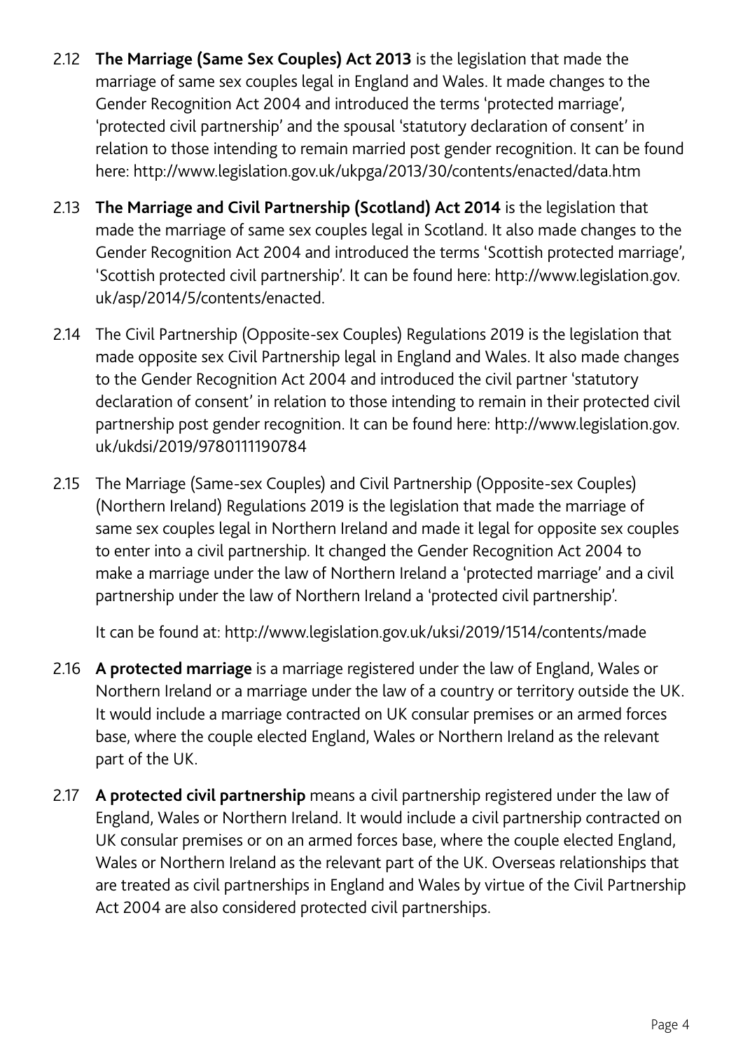2.12 **The Marriage (Same Sex Couples) Act 2013** is the legislation that made the marriage of same sex couples legal in England and Wales. It made changes to the Gender Recognition Act 2004 and introduced the terms 'protected marriage', 'protected civil partnership' and the spousal 'statutory declaration of consent' in relation to those intending to remain married post gender recognition. It can be found here: http://www.legislation.gov.uk/ukpga/2013/30/contents/enacted/data.htm

2.13 **The Marriage and Civil Partnership (Scotland) Act 2014** is the legislation that made the marriage of same sex couples legal in Scotland. It also made changes to the Gender Recognition Act 2004 and introduced the terms 'Scottish protected marriage', 'Scottish protected civil partnership'. It can be found here: http://www.legislation.gov.uk/asp/2014/5/contents/enacted.

2.14 The Civil Partnership (Opposite-sex Couples) Regulations 2019 is the legislation that made opposite sex Civil Partnership legal in England and Wales. It also made changes to the Gender Recognition Act 2004 and introduced the civil partner 'statutory declaration of consent' in relation to those intending to remain in their protected civil partnership post gender recognition. It can be found here: http://www.legislation.gov.uk/ukdsi/2019/9780111190784

2.15 The Marriage (Same-sex Couples) and Civil Partnership (Opposite-sex Couples) (Northern Ireland) Regulations 2019 is the legislation that made the marriage of same sex couples legal in Northern Ireland and made it legal for opposite sex couples to enter into a civil partnership. It changed the Gender Recognition Act 2004 to make a marriage under the law of Northern Ireland a 'protected marriage' and a civil partnership under the law of Northern Ireland a 'protected civil partnership'.

It can be found at: http://www.legislation.gov.uk/uksi/2019/1514/contents/made

2.16 **A protected marriage** is a marriage registered under the law of England, Wales or Northern Ireland or a marriage under the law of a country or territory outside the UK. It would include a marriage contracted on UK consular premises or an armed forces base, where the couple elected England, Wales or Northern Ireland as the relevant part of the UK.

2.17 **A protected civil partnership** means a civil partnership registered under the law of England, Wales or Northern Ireland. It would include a civil partnership contracted on UK consular premises or on an armed forces base, where the couple elected England, Wales or Northern Ireland as the relevant part of the UK. Overseas relationships that are treated as civil partnerships in England and Wales by virtue of the Civil Partnership Act 2004 are also considered protected civil partnerships.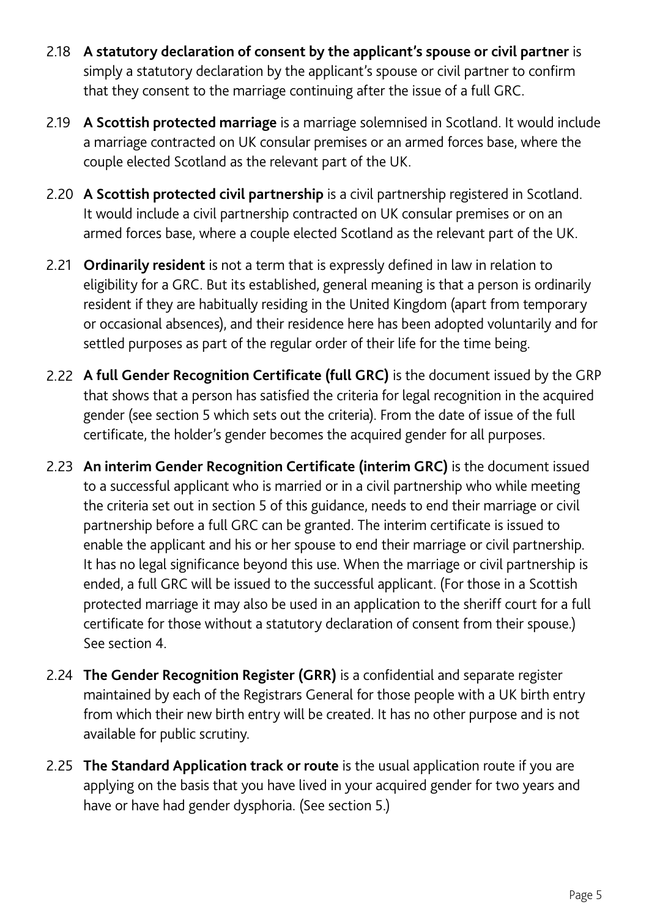2.18 **A statutory declaration of consent by the applicant's spouse or civil partner** is simply a statutory declaration by the applicant's spouse or civil partner to confirm that they consent to the marriage continuing after the issue of a full GRC.

2.19 **A Scottish protected marriage** is a marriage solemnised in Scotland. It would include a marriage contracted on UK consular premises or an armed forces base, where the couple elected Scotland as the relevant part of the UK.

2.20 **A Scottish protected civil partnership** is a civil partnership registered in Scotland. It would include a civil partnership contracted on UK consular premises or on an armed forces base, where a couple elected Scotland as the relevant part of the UK.

2.21 **Ordinarily resident** is not a term that is expressly defined in law in relation to eligibility for a GRC. But its established, general meaning is that a person is ordinarily resident if they are habitually residing in the United Kingdom (apart from temporary or occasional absences), and their residence here has been adopted voluntarily and for settled purposes as part of the regular order of their life for the time being.

2.22 **A full Gender Recognition Certificate (full GRC)** is the document issued by the GRP that shows that a person has satisfied the criteria for legal recognition in the acquired gender (see section 5 which sets out the criteria). From the date of issue of the full certificate, the holder's gender becomes the acquired gender for all purposes.

2.23 **An interim Gender Recognition Certificate (interim GRC)** is the document issued to a successful applicant who is married or in a civil partnership who while meeting the criteria set out in section 5 of this guidance, needs to end their marriage or civil partnership before a full GRC can be granted. The interim certificate is issued to enable the applicant and his or her spouse to end their marriage or civil partnership. It has no legal significance beyond this use. When the marriage or civil partnership is ended, a full GRC will be issued to the successful applicant. (For those in a Scottish protected marriage it may also be used in an application to the sheriff court for a full certificate for those without a statutory declaration of consent from their spouse.) See section 4.

2.24 **The Gender Recognition Register (GRR)** is a confidential and separate register maintained by each of the Registrars General for those people with a UK birth entry from which their new birth entry will be created. It has no other purpose and is not available for public scrutiny.

2.25 **The Standard Application track or route** is the usual application route if you are applying on the basis that you have lived in your acquired gender for two years and have or have had gender dysphoria. (See section 5.)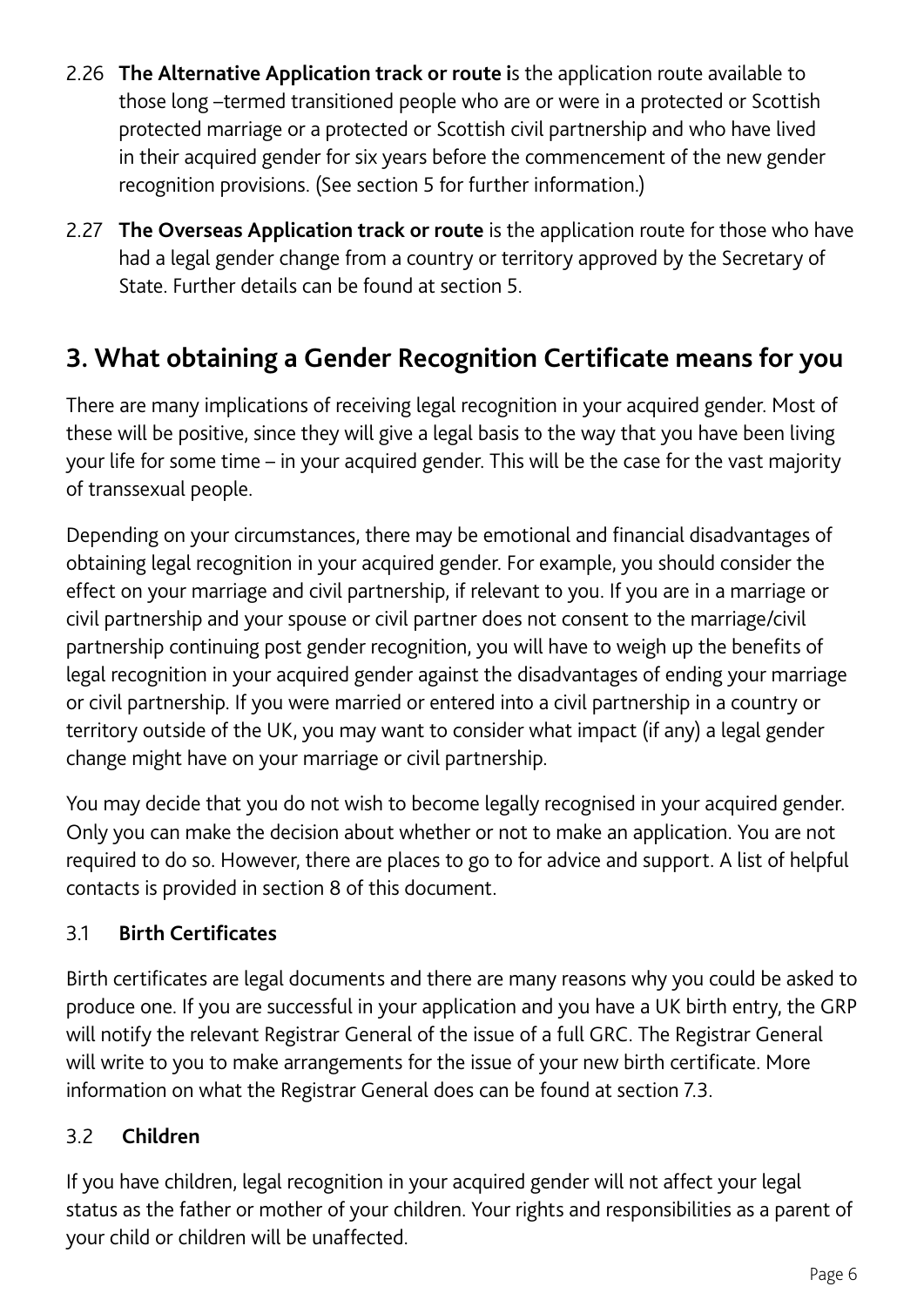2.26 **The Alternative Application track or route i**s the application route available to those long –termed transitioned people who are or were in a protected or Scottish protected marriage or a protected or Scottish civil partnership and who have lived in their acquired gender for six years before the commencement of the new gender recognition provisions. (See section 5 for further information.)

2.27 **The Overseas Application track or route** is the application route for those who have had a legal gender change from a country or territory approved by the Secretary of State. Further details can be found at section 5.

## 3. What obtaining a Gender Recognition Certificate means for you

There are many implications of receiving legal recognition in your acquired gender. Most of these will be positive, since they will give a legal basis to the way that you have been living your life for some time – in your acquired gender. This will be the case for the vast majority of transsexual people.

Depending on your circumstances, there may be emotional and financial disadvantages of obtaining legal recognition in your acquired gender. For example, you should consider the effect on your marriage and civil partnership, if relevant to you. If you are in a marriage or civil partnership and your spouse or civil partner does not consent to the marriage/civil partnership continuing post gender recognition, you will have to weigh up the benefits of legal recognition in your acquired gender against the disadvantages of ending your marriage or civil partnership. If you were married or entered into a civil partnership in a country or territory outside of the UK, you may want to consider what impact (if any) a legal gender change might have on your marriage or civil partnership.

You may decide that you do not wish to become legally recognised in your acquired gender. Only you can make the decision about whether or not to make an application. You are not required to do so. However, there are places to go to for advice and support. A list of helpful contacts is provided in section 8 of this document.

### 3.1 Birth Certificates

Birth certificates are legal documents and there are many reasons why you could be asked to produce one. If you are successful in your application and you have a UK birth entry, the GRP will notify the relevant Registrar General of the issue of a full GRC. The Registrar General will write to you to make arrangements for the issue of your new birth certificate. More information on what the Registrar General does can be found at section 7.3.

### 3.2 Children

If you have children, legal recognition in your acquired gender will not affect your legal status as the father or mother of your children. Your rights and responsibilities as a parent of your child or children will be unaffected.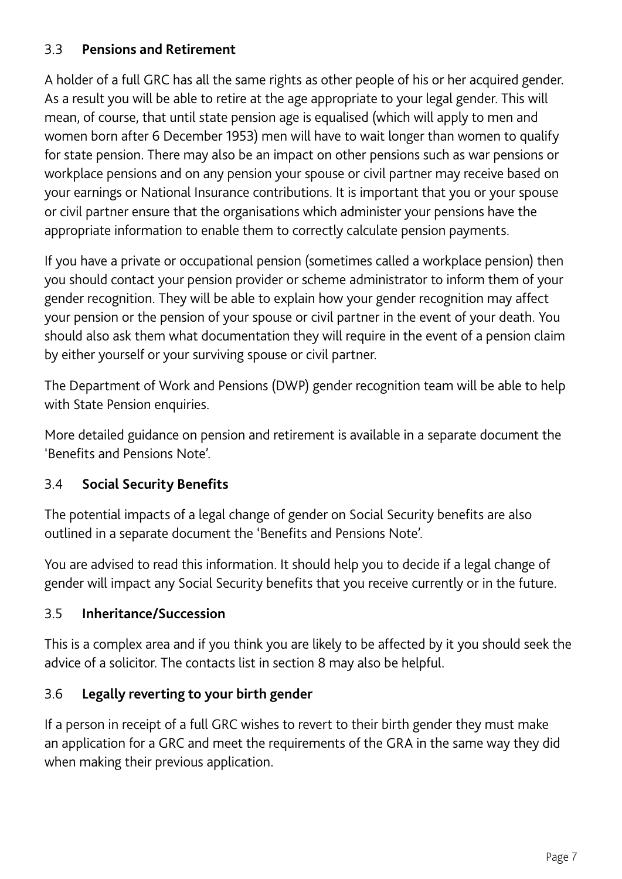### 3.3 **Pensions and Retirement**

A holder of a full GRC has all the same rights as other people of his or her acquired gender. As a result you will be able to retire at the age appropriate to your legal gender. This will mean, of course, that until state pension age is equalised (which will apply to men and women born after 6 December 1953) men will have to wait longer than women to qualify for state pension. There may also be an impact on other pensions such as war pensions or workplace pensions and on any pension your spouse or civil partner may receive based on your earnings or National Insurance contributions. It is important that you or your spouse or civil partner ensure that the organisations which administer your pensions have the appropriate information to enable them to correctly calculate pension payments.

If you have a private or occupational pension (sometimes called a workplace pension) then you should contact your pension provider or scheme administrator to inform them of your gender recognition. They will be able to explain how your gender recognition may affect your pension or the pension of your spouse or civil partner in the event of your death. You should also ask them what documentation they will require in the event of a pension claim by either yourself or your surviving spouse or civil partner.

The Department of Work and Pensions (DWP) gender recognition team will be able to help with State Pension enquiries.

More detailed guidance on pension and retirement is available in a separate document the 'Benefits and Pensions Note'.

### 3.4 **Social Security Benefits**

The potential impacts of a legal change of gender on Social Security benefits are also outlined in a separate document the 'Benefits and Pensions Note'.

You are advised to read this information. It should help you to decide if a legal change of gender will impact any Social Security benefits that you receive currently or in the future.

### 3.5 **Inheritance/Succession**

This is a complex area and if you think you are likely to be affected by it you should seek the advice of a solicitor. The contacts list in section 8 may also be helpful.

### 3.6 **Legally reverting to your birth gender**

If a person in receipt of a full GRC wishes to revert to their birth gender they must make an application for a GRC and meet the requirements of the GRA in the same way they did when making their previous application.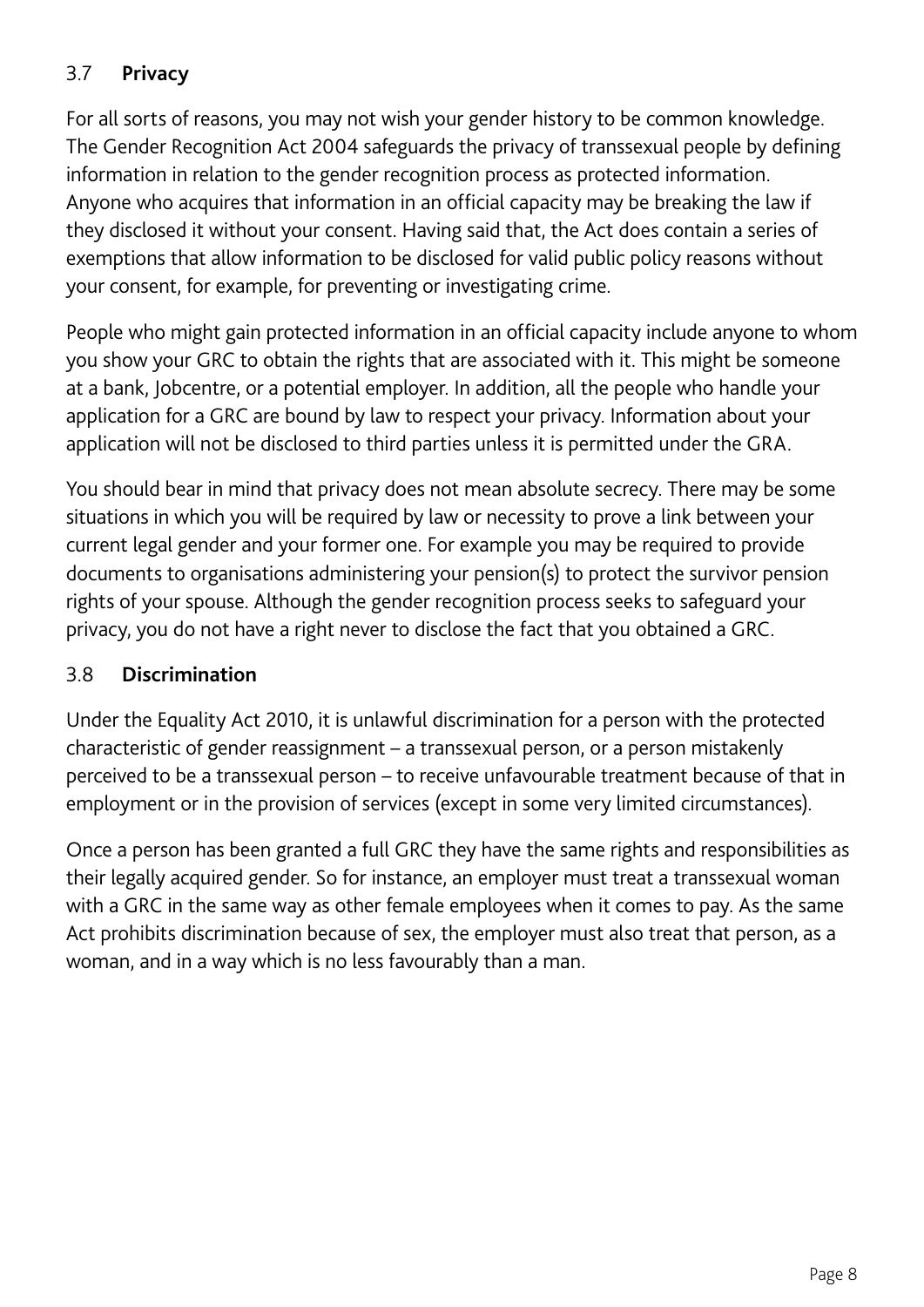### 3.7 **Privacy**

For all sorts of reasons, you may not wish your gender history to be common knowledge. The Gender Recognition Act 2004 safeguards the privacy of transsexual people by defining information in relation to the gender recognition process as protected information. Anyone who acquires that information in an official capacity may be breaking the law if they disclosed it without your consent. Having said that, the Act does contain a series of exemptions that allow information to be disclosed for valid public policy reasons without your consent, for example, for preventing or investigating crime.

People who might gain protected information in an official capacity include anyone to whom you show your GRC to obtain the rights that are associated with it. This might be someone at a bank, Jobcentre, or a potential employer. In addition, all the people who handle your application for a GRC are bound by law to respect your privacy. Information about your application will not be disclosed to third parties unless it is permitted under the GRA.

You should bear in mind that privacy does not mean absolute secrecy. There may be some situations in which you will be required by law or necessity to prove a link between your current legal gender and your former one. For example you may be required to provide documents to organisations administering your pension(s) to protect the survivor pension rights of your spouse. Although the gender recognition process seeks to safeguard your privacy, you do not have a right never to disclose the fact that you obtained a GRC.

### 3.8 **Discrimination**

Under the Equality Act 2010, it is unlawful discrimination for a person with the protected characteristic of gender reassignment – a transsexual person, or a person mistakenly perceived to be a transsexual person – to receive unfavourable treatment because of that in employment or in the provision of services (except in some very limited circumstances).

Once a person has been granted a full GRC they have the same rights and responsibilities as their legally acquired gender. So for instance, an employer must treat a transsexual woman with a GRC in the same way as other female employees when it comes to pay. As the same Act prohibits discrimination because of sex, the employer must also treat that person, as a woman, and in a way which is no less favourably than a man.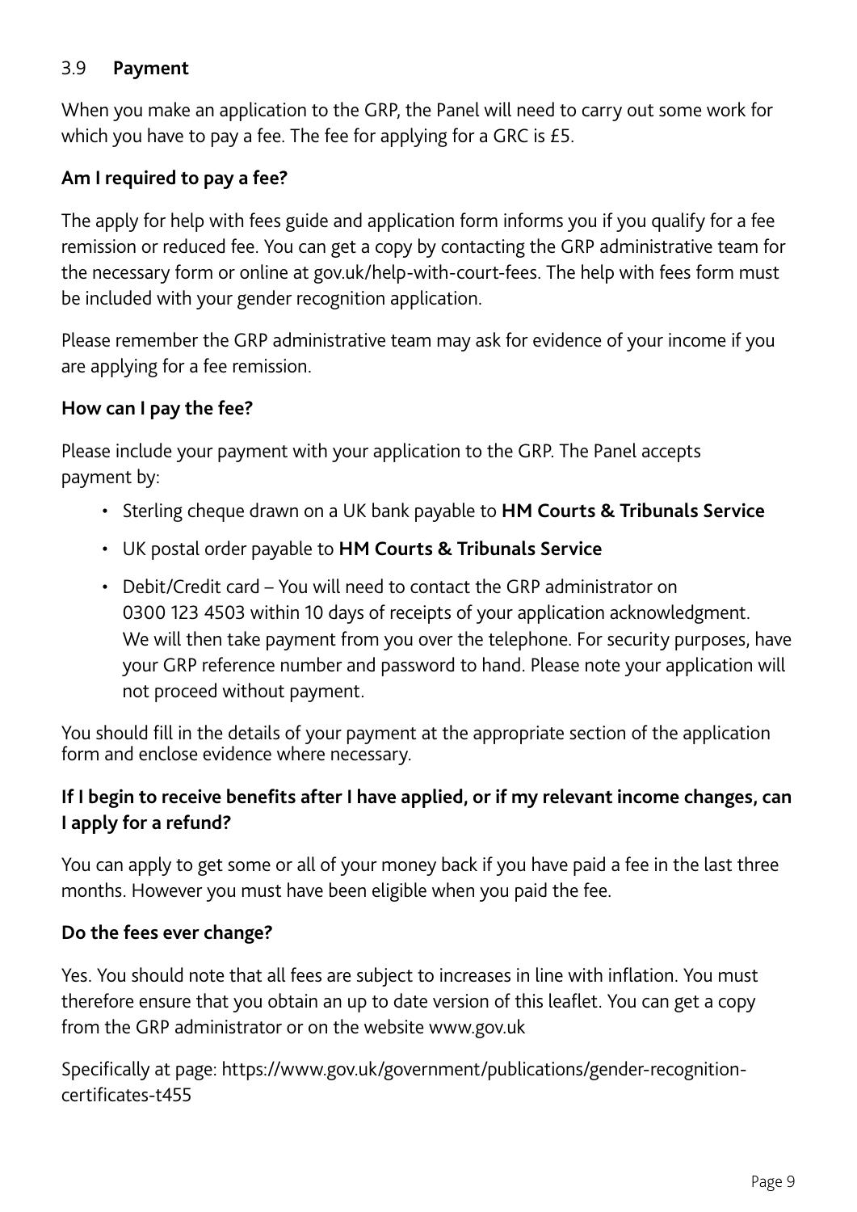### 3.9 **Payment**

When you make an application to the GRP, the Panel will need to carry out some work for which you have to pay a fee. The fee for applying for a GRC is £5.

**Am I required to pay a fee?**

The apply for help with fees guide and application form informs you if you qualify for a fee remission or reduced fee. You can get a copy by contacting the GRP administrative team for the necessary form or online at gov.uk/help-with-court-fees. The help with fees form must be included with your gender recognition application.

Please remember the GRP administrative team may ask for evidence of your income if you are applying for a fee remission.

**How can I pay the fee?**

Please include your payment with your application to the GRP. The Panel accepts payment by:

- Sterling cheque drawn on a UK bank payable to **HM Courts & Tribunals Service**
- UK postal order payable to **HM Courts & Tribunals Service**
- Debit/Credit card – You will need to contact the GRP administrator on 0300 123 4503 within 10 days of receipts of your application acknowledgment. We will then take payment from you over the telephone. For security purposes, have your GRP reference number and password to hand. Please note your application will not proceed without payment.

You should fill in the details of your payment at the appropriate section of the application form and enclose evidence where necessary.

**If I begin to receive benefits after I have applied, or if my relevant income changes, can I apply for a refund?**

You can apply to get some or all of your money back if you have paid a fee in the last three months. However you must have been eligible when you paid the fee.

**Do the fees ever change?**

Yes. You should note that all fees are subject to increases in line with inflation. You must therefore ensure that you obtain an up to date version of this leaflet. You can get a copy from the GRP administrator or on the website www.gov.uk

Specifically at page: https://www.gov.uk/government/publications/gender-recognition-certificates-t455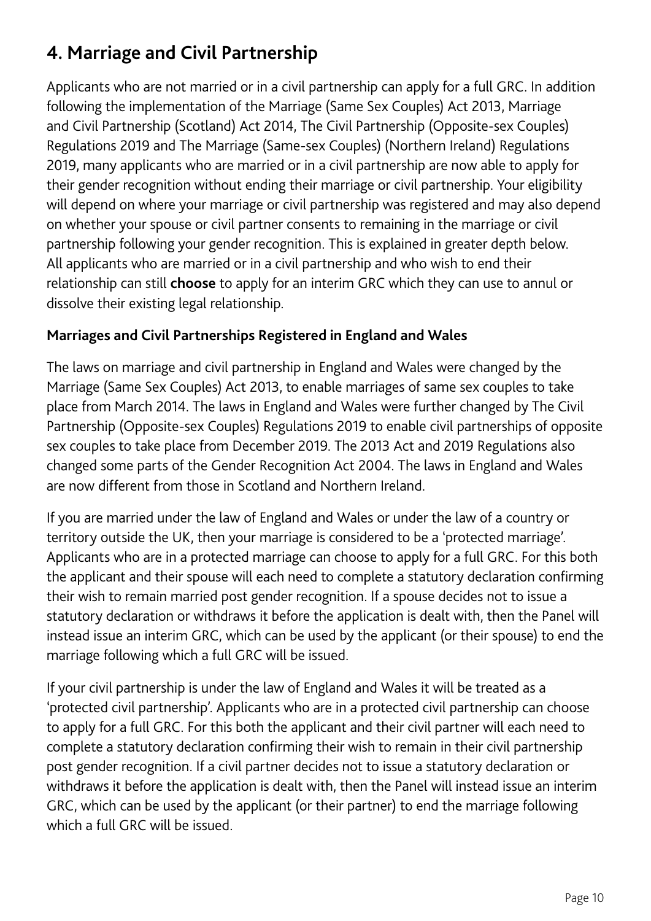## 4. Marriage and Civil Partnership

Applicants who are not married or in a civil partnership can apply for a full GRC. In addition following the implementation of the Marriage (Same Sex Couples) Act 2013, Marriage and Civil Partnership (Scotland) Act 2014, The Civil Partnership (Opposite-sex Couples) Regulations 2019 and The Marriage (Same-sex Couples) (Northern Ireland) Regulations 2019, many applicants who are married or in a civil partnership are now able to apply for their gender recognition without ending their marriage or civil partnership. Your eligibility will depend on where your marriage or civil partnership was registered and may also depend on whether your spouse or civil partner consents to remaining in the marriage or civil partnership following your gender recognition. This is explained in greater depth below. All applicants who are married or in a civil partnership and who wish to end their relationship can still **choose** to apply for an interim GRC which they can use to annul or dissolve their existing legal relationship.

**Marriages and Civil Partnerships Registered in England and Wales**

The laws on marriage and civil partnership in England and Wales were changed by the Marriage (Same Sex Couples) Act 2013, to enable marriages of same sex couples to take place from March 2014. The laws in England and Wales were further changed by The Civil Partnership (Opposite-sex Couples) Regulations 2019 to enable civil partnerships of opposite sex couples to take place from December 2019. The 2013 Act and 2019 Regulations also changed some parts of the Gender Recognition Act 2004. The laws in England and Wales are now different from those in Scotland and Northern Ireland.

If you are married under the law of England and Wales or under the law of a country or territory outside the UK, then your marriage is considered to be a 'protected marriage'. Applicants who are in a protected marriage can choose to apply for a full GRC. For this both the applicant and their spouse will each need to complete a statutory declaration confirming their wish to remain married post gender recognition. If a spouse decides not to issue a statutory declaration or withdraws it before the application is dealt with, then the Panel will instead issue an interim GRC, which can be used by the applicant (or their spouse) to end the marriage following which a full GRC will be issued.

If your civil partnership is under the law of England and Wales it will be treated as a 'protected civil partnership'. Applicants who are in a protected civil partnership can choose to apply for a full GRC. For this both the applicant and their civil partner will each need to complete a statutory declaration confirming their wish to remain in their civil partnership post gender recognition. If a civil partner decides not to issue a statutory declaration or withdraws it before the application is dealt with, then the Panel will instead issue an interim GRC, which can be used by the applicant (or their partner) to end the marriage following which a full GRC will be issued.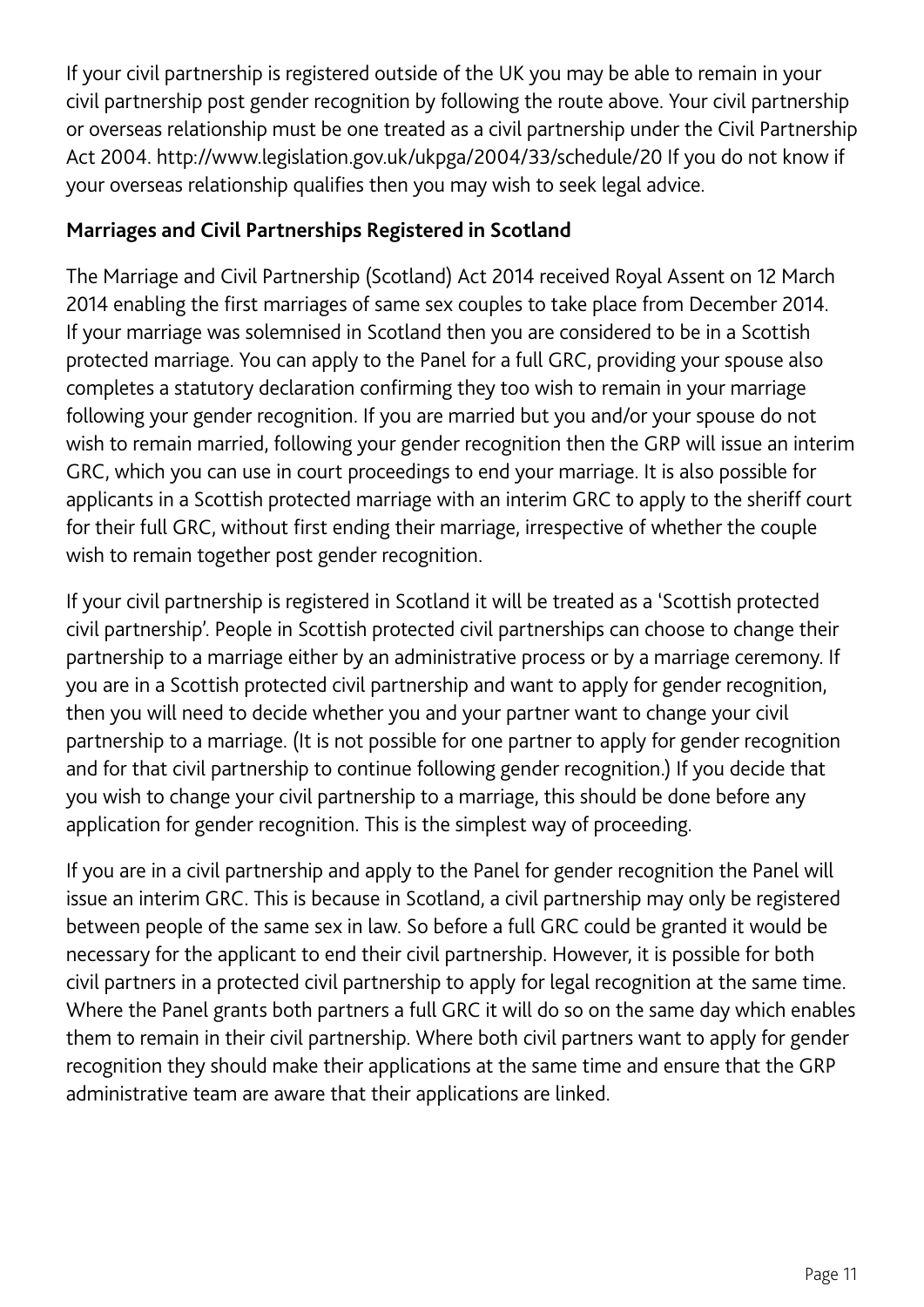If your civil partnership is registered outside of the UK you may be able to remain in your civil partnership post gender recognition by following the route above. Your civil partnership or overseas relationship must be one treated as a civil partnership under the Civil Partnership Act 2004. http://www.legislation.gov.uk/ukpga/2004/33/schedule/20 If you do not know if your overseas relationship qualifies then you may wish to seek legal advice.

**Marriages and Civil Partnerships Registered in Scotland**

The Marriage and Civil Partnership (Scotland) Act 2014 received Royal Assent on 12 March 2014 enabling the first marriages of same sex couples to take place from December 2014. If your marriage was solemnised in Scotland then you are considered to be in a Scottish protected marriage. You can apply to the Panel for a full GRC, providing your spouse also completes a statutory declaration confirming they too wish to remain in your marriage following your gender recognition. If you are married but you and/or your spouse do not wish to remain married, following your gender recognition then the GRP will issue an interim GRC, which you can use in court proceedings to end your marriage. It is also possible for applicants in a Scottish protected marriage with an interim GRC to apply to the sheriff court for their full GRC, without first ending their marriage, irrespective of whether the couple wish to remain together post gender recognition.

If your civil partnership is registered in Scotland it will be treated as a 'Scottish protected civil partnership'. People in Scottish protected civil partnerships can choose to change their partnership to a marriage either by an administrative process or by a marriage ceremony. If you are in a Scottish protected civil partnership and want to apply for gender recognition, then you will need to decide whether you and your partner want to change your civil partnership to a marriage. (It is not possible for one partner to apply for gender recognition and for that civil partnership to continue following gender recognition.) If you decide that you wish to change your civil partnership to a marriage, this should be done before any application for gender recognition. This is the simplest way of proceeding.

If you are in a civil partnership and apply to the Panel for gender recognition the Panel will issue an interim GRC. This is because in Scotland, a civil partnership may only be registered between people of the same sex in law. So before a full GRC could be granted it would be necessary for the applicant to end their civil partnership. However, it is possible for both civil partners in a protected civil partnership to apply for legal recognition at the same time. Where the Panel grants both partners a full GRC it will do so on the same day which enables them to remain in their civil partnership. Where both civil partners want to apply for gender recognition they should make their applications at the same time and ensure that the GRP administrative team are aware that their applications are linked.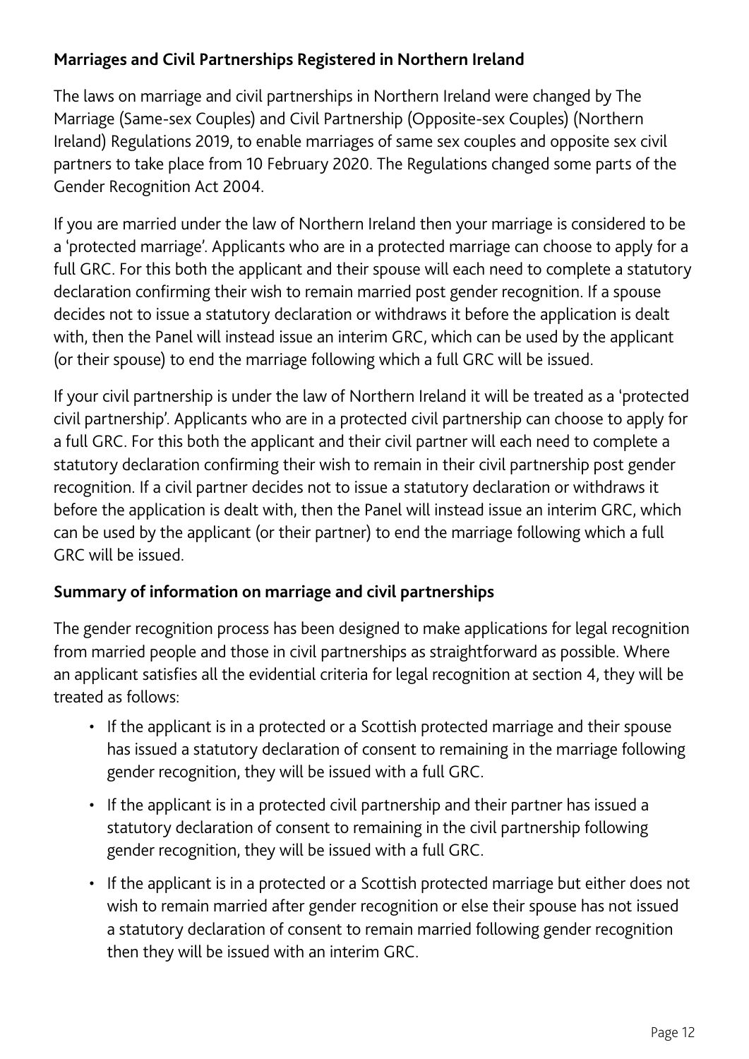### Marriages and Civil Partnerships Registered in Northern Ireland

The laws on marriage and civil partnerships in Northern Ireland were changed by The Marriage (Same-sex Couples) and Civil Partnership (Opposite-sex Couples) (Northern Ireland) Regulations 2019, to enable marriages of same sex couples and opposite sex civil partners to take place from 10 February 2020. The Regulations changed some parts of the Gender Recognition Act 2004.

If you are married under the law of Northern Ireland then your marriage is considered to be a 'protected marriage'. Applicants who are in a protected marriage can choose to apply for a full GRC. For this both the applicant and their spouse will each need to complete a statutory declaration confirming their wish to remain married post gender recognition. If a spouse decides not to issue a statutory declaration or withdraws it before the application is dealt with, then the Panel will instead issue an interim GRC, which can be used by the applicant (or their spouse) to end the marriage following which a full GRC will be issued.

If your civil partnership is under the law of Northern Ireland it will be treated as a 'protected civil partnership'. Applicants who are in a protected civil partnership can choose to apply for a full GRC. For this both the applicant and their civil partner will each need to complete a statutory declaration confirming their wish to remain in their civil partnership post gender recognition. If a civil partner decides not to issue a statutory declaration or withdraws it before the application is dealt with, then the Panel will instead issue an interim GRC, which can be used by the applicant (or their partner) to end the marriage following which a full GRC will be issued.

### Summary of information on marriage and civil partnerships

The gender recognition process has been designed to make applications for legal recognition from married people and those in civil partnerships as straightforward as possible. Where an applicant satisfies all the evidential criteria for legal recognition at section 4, they will be treated as follows:

- If the applicant is in a protected or a Scottish protected marriage and their spouse has issued a statutory declaration of consent to remaining in the marriage following gender recognition, they will be issued with a full GRC.
- If the applicant is in a protected civil partnership and their partner has issued a statutory declaration of consent to remaining in the civil partnership following gender recognition, they will be issued with a full GRC.
- If the applicant is in a protected or a Scottish protected marriage but either does not wish to remain married after gender recognition or else their spouse has not issued a statutory declaration of consent to remain married following gender recognition then they will be issued with an interim GRC.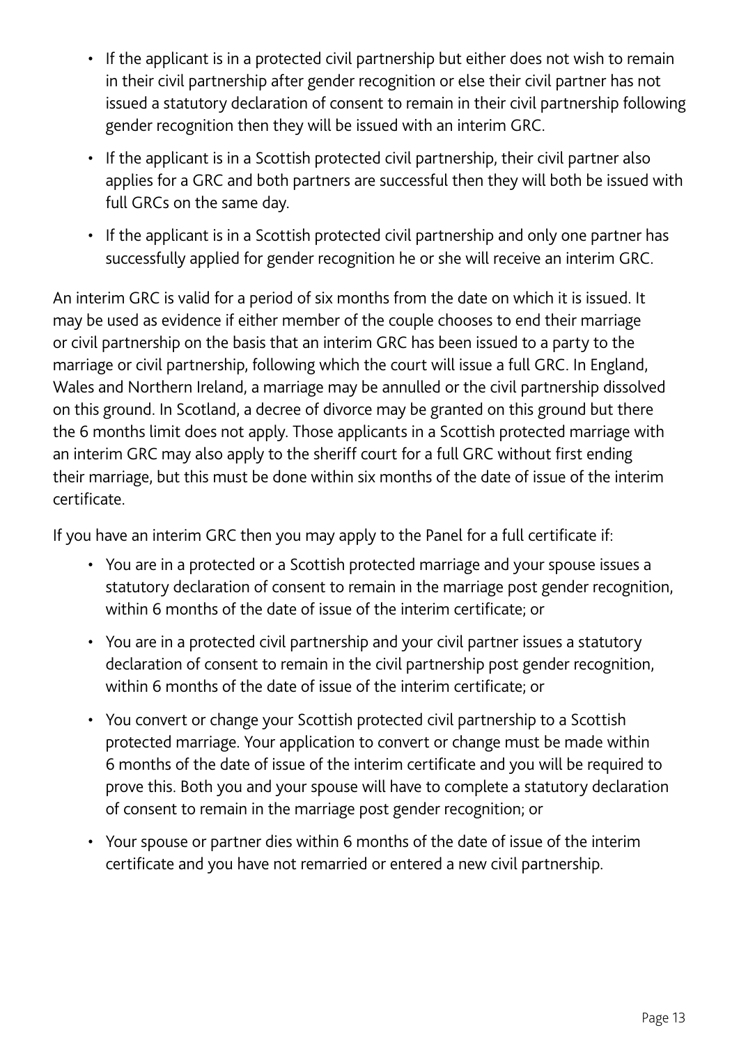- If the applicant is in a protected civil partnership but either does not wish to remain in their civil partnership after gender recognition or else their civil partner has not issued a statutory declaration of consent to remain in their civil partnership following gender recognition then they will be issued with an interim GRC.
- If the applicant is in a Scottish protected civil partnership, their civil partner also applies for a GRC and both partners are successful then they will both be issued with full GRCs on the same day.
- If the applicant is in a Scottish protected civil partnership and only one partner has successfully applied for gender recognition he or she will receive an interim GRC.

An interim GRC is valid for a period of six months from the date on which it is issued. It may be used as evidence if either member of the couple chooses to end their marriage or civil partnership on the basis that an interim GRC has been issued to a party to the marriage or civil partnership, following which the court will issue a full GRC. In England, Wales and Northern Ireland, a marriage may be annulled or the civil partnership dissolved on this ground. In Scotland, a decree of divorce may be granted on this ground but there the 6 months limit does not apply. Those applicants in a Scottish protected marriage with an interim GRC may also apply to the sheriff court for a full GRC without first ending their marriage, but this must be done within six months of the date of issue of the interim certificate.

If you have an interim GRC then you may apply to the Panel for a full certificate if:

- You are in a protected or a Scottish protected marriage and your spouse issues a statutory declaration of consent to remain in the marriage post gender recognition, within 6 months of the date of issue of the interim certificate; or
- You are in a protected civil partnership and your civil partner issues a statutory declaration of consent to remain in the civil partnership post gender recognition, within 6 months of the date of issue of the interim certificate; or
- You convert or change your Scottish protected civil partnership to a Scottish protected marriage. Your application to convert or change must be made within 6 months of the date of issue of the interim certificate and you will be required to prove this. Both you and your spouse will have to complete a statutory declaration of consent to remain in the marriage post gender recognition; or
- Your spouse or partner dies within 6 months of the date of issue of the interim certificate and you have not remarried or entered a new civil partnership.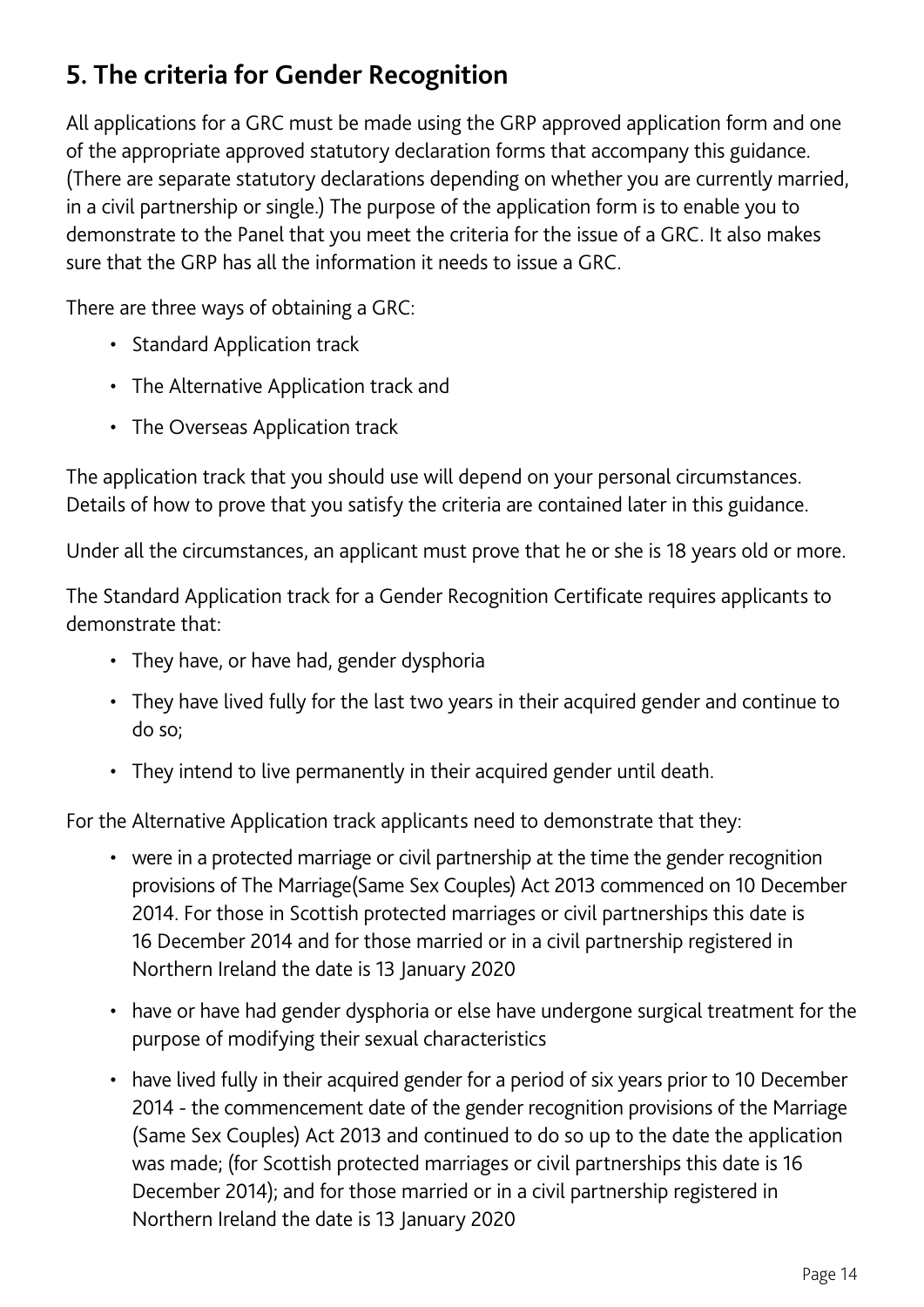## 5. The criteria for Gender Recognition

All applications for a GRC must be made using the GRP approved application form and one of the appropriate approved statutory declaration forms that accompany this guidance. (There are separate statutory declarations depending on whether you are currently married, in a civil partnership or single.) The purpose of the application form is to enable you to demonstrate to the Panel that you meet the criteria for the issue of a GRC. It also makes sure that the GRP has all the information it needs to issue a GRC.

There are three ways of obtaining a GRC:

- Standard Application track
- The Alternative Application track and
- The Overseas Application track

The application track that you should use will depend on your personal circumstances. Details of how to prove that you satisfy the criteria are contained later in this guidance.

Under all the circumstances, an applicant must prove that he or she is 18 years old or more.

The Standard Application track for a Gender Recognition Certificate requires applicants to demonstrate that:

- They have, or have had, gender dysphoria
- They have lived fully for the last two years in their acquired gender and continue to do so;
- They intend to live permanently in their acquired gender until death.

For the Alternative Application track applicants need to demonstrate that they:

- were in a protected marriage or civil partnership at the time the gender recognition provisions of The Marriage(Same Sex Couples) Act 2013 commenced on 10 December 2014. For those in Scottish protected marriages or civil partnerships this date is 16 December 2014 and for those married or in a civil partnership registered in Northern Ireland the date is 13 January 2020
- have or have had gender dysphoria or else have undergone surgical treatment for the purpose of modifying their sexual characteristics
- have lived fully in their acquired gender for a period of six years prior to 10 December 2014 - the commencement date of the gender recognition provisions of the Marriage (Same Sex Couples) Act 2013 and continued to do so up to the date the application was made; (for Scottish protected marriages or civil partnerships this date is 16 December 2014); and for those married or in a civil partnership registered in Northern Ireland the date is 13 January 2020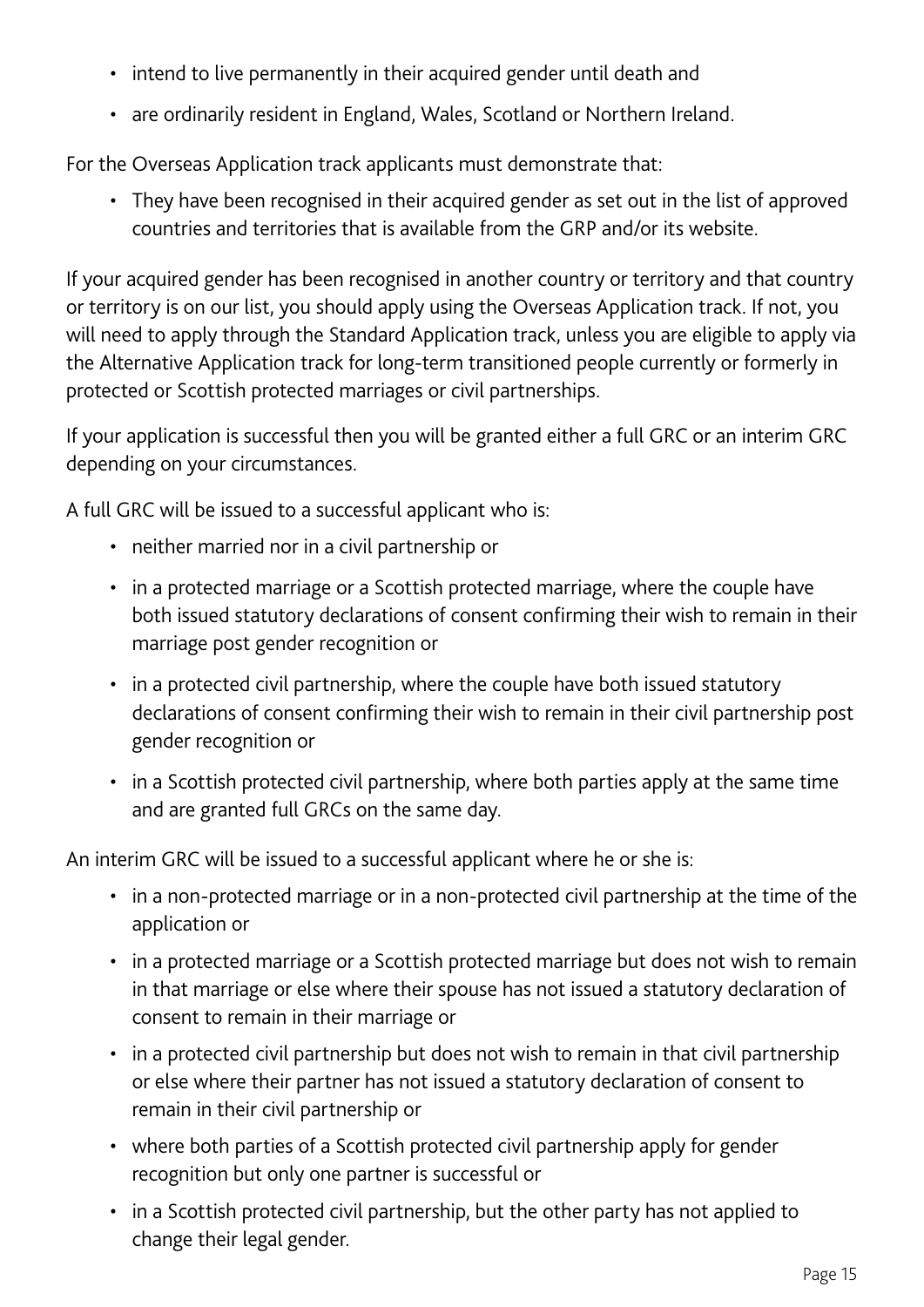- intend to live permanently in their acquired gender until death and
- are ordinarily resident in England, Wales, Scotland or Northern Ireland.

For the Overseas Application track applicants must demonstrate that:

- They have been recognised in their acquired gender as set out in the list of approved countries and territories that is available from the GRP and/or its website.

If your acquired gender has been recognised in another country or territory and that country or territory is on our list, you should apply using the Overseas Application track. If not, you will need to apply through the Standard Application track, unless you are eligible to apply via the Alternative Application track for long-term transitioned people currently or formerly in protected or Scottish protected marriages or civil partnerships.

If your application is successful then you will be granted either a full GRC or an interim GRC depending on your circumstances.

A full GRC will be issued to a successful applicant who is:

- neither married nor in a civil partnership or
- in a protected marriage or a Scottish protected marriage, where the couple have both issued statutory declarations of consent confirming their wish to remain in their marriage post gender recognition or
- in a protected civil partnership, where the couple have both issued statutory declarations of consent confirming their wish to remain in their civil partnership post gender recognition or
- in a Scottish protected civil partnership, where both parties apply at the same time and are granted full GRCs on the same day.

An interim GRC will be issued to a successful applicant where he or she is:

- in a non-protected marriage or in a non-protected civil partnership at the time of the application or
- in a protected marriage or a Scottish protected marriage but does not wish to remain in that marriage or else where their spouse has not issued a statutory declaration of consent to remain in their marriage or
- in a protected civil partnership but does not wish to remain in that civil partnership or else where their partner has not issued a statutory declaration of consent to remain in their civil partnership or
- where both parties of a Scottish protected civil partnership apply for gender recognition but only one partner is successful or
- in a Scottish protected civil partnership, but the other party has not applied to change their legal gender.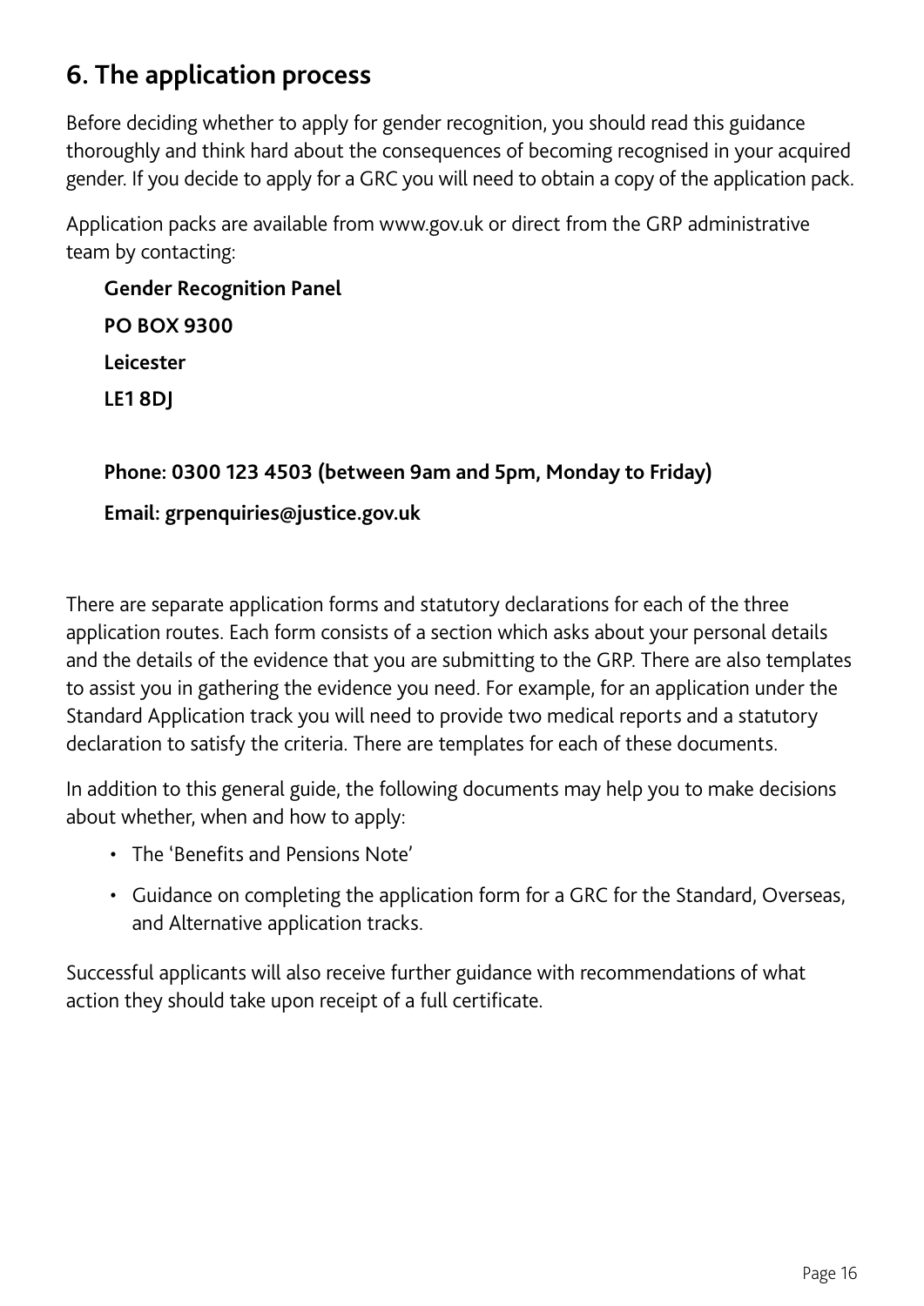## 6. The application process

Before deciding whether to apply for gender recognition, you should read this guidance thoroughly and think hard about the consequences of becoming recognised in your acquired gender. If you decide to apply for a GRC you will need to obtain a copy of the application pack.

Application packs are available from www.gov.uk or direct from the GRP administrative team by contacting:

**Gender Recognition Panel**
**PO BOX 9300**
**Leicester**
**LE1 8DJ**

**Phone: 0300 123 4503 (between 9am and 5pm, Monday to Friday)**

**Email: grpenquiries@justice.gov.uk**

There are separate application forms and statutory declarations for each of the three application routes. Each form consists of a section which asks about your personal details and the details of the evidence that you are submitting to the GRP. There are also templates to assist you in gathering the evidence you need. For example, for an application under the Standard Application track you will need to provide two medical reports and a statutory declaration to satisfy the criteria. There are templates for each of these documents.

In addition to this general guide, the following documents may help you to make decisions about whether, when and how to apply:

- The 'Benefits and Pensions Note'
- Guidance on completing the application form for a GRC for the Standard, Overseas, and Alternative application tracks.

Successful applicants will also receive further guidance with recommendations of what action they should take upon receipt of a full certificate.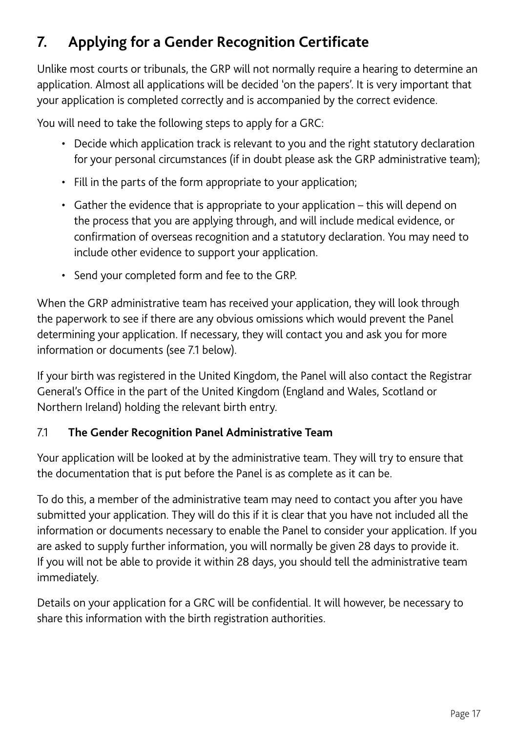## 7. Applying for a Gender Recognition Certificate

Unlike most courts or tribunals, the GRP will not normally require a hearing to determine an application. Almost all applications will be decided 'on the papers'. It is very important that your application is completed correctly and is accompanied by the correct evidence.

You will need to take the following steps to apply for a GRC:

- Decide which application track is relevant to you and the right statutory declaration for your personal circumstances (if in doubt please ask the GRP administrative team);
- Fill in the parts of the form appropriate to your application;
- Gather the evidence that is appropriate to your application – this will depend on the process that you are applying through, and will include medical evidence, or confirmation of overseas recognition and a statutory declaration. You may need to include other evidence to support your application.
- Send your completed form and fee to the GRP.

When the GRP administrative team has received your application, they will look through the paperwork to see if there are any obvious omissions which would prevent the Panel determining your application. If necessary, they will contact you and ask you for more information or documents (see 7.1 below).

If your birth was registered in the United Kingdom, the Panel will also contact the Registrar General's Office in the part of the United Kingdom (England and Wales, Scotland or Northern Ireland) holding the relevant birth entry.

### 7.1 The Gender Recognition Panel Administrative Team

Your application will be looked at by the administrative team. They will try to ensure that the documentation that is put before the Panel is as complete as it can be.

To do this, a member of the administrative team may need to contact you after you have submitted your application. They will do this if it is clear that you have not included all the information or documents necessary to enable the Panel to consider your application. If you are asked to supply further information, you will normally be given 28 days to provide it. If you will not be able to provide it within 28 days, you should tell the administrative team immediately.

Details on your application for a GRC will be confidential. It will however, be necessary to share this information with the birth registration authorities.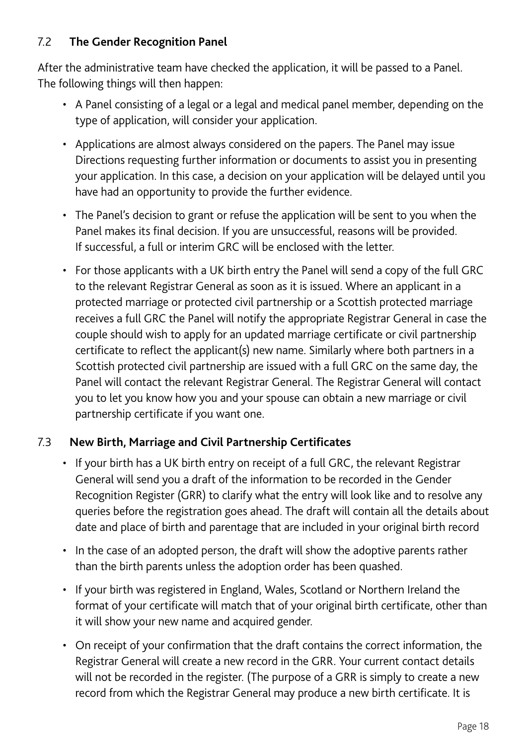### 7.2 The Gender Recognition Panel

After the administrative team have checked the application, it will be passed to a Panel. The following things will then happen:

- A Panel consisting of a legal or a legal and medical panel member, depending on the type of application, will consider your application.
- Applications are almost always considered on the papers. The Panel may issue Directions requesting further information or documents to assist you in presenting your application. In this case, a decision on your application will be delayed until you have had an opportunity to provide the further evidence.
- The Panel's decision to grant or refuse the application will be sent to you when the Panel makes its final decision. If you are unsuccessful, reasons will be provided. If successful, a full or interim GRC will be enclosed with the letter.
- For those applicants with a UK birth entry the Panel will send a copy of the full GRC to the relevant Registrar General as soon as it is issued. Where an applicant in a protected marriage or protected civil partnership or a Scottish protected marriage receives a full GRC the Panel will notify the appropriate Registrar General in case the couple should wish to apply for an updated marriage certificate or civil partnership certificate to reflect the applicant(s) new name. Similarly where both partners in a Scottish protected civil partnership are issued with a full GRC on the same day, the Panel will contact the relevant Registrar General. The Registrar General will contact you to let you know how you and your spouse can obtain a new marriage or civil partnership certificate if you want one.

### 7.3 New Birth, Marriage and Civil Partnership Certificates

- If your birth has a UK birth entry on receipt of a full GRC, the relevant Registrar General will send you a draft of the information to be recorded in the Gender Recognition Register (GRR) to clarify what the entry will look like and to resolve any queries before the registration goes ahead. The draft will contain all the details about date and place of birth and parentage that are included in your original birth record
- In the case of an adopted person, the draft will show the adoptive parents rather than the birth parents unless the adoption order has been quashed.
- If your birth was registered in England, Wales, Scotland or Northern Ireland the format of your certificate will match that of your original birth certificate, other than it will show your new name and acquired gender.
- On receipt of your confirmation that the draft contains the correct information, the Registrar General will create a new record in the GRR. Your current contact details will not be recorded in the register. (The purpose of a GRR is simply to create a new record from which the Registrar General may produce a new birth certificate. It is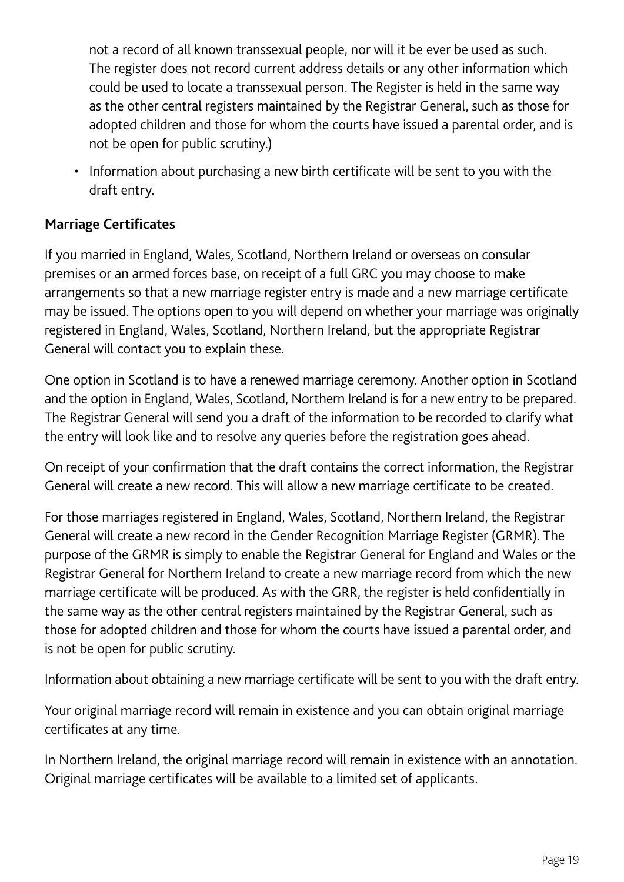not a record of all known transsexual people, nor will it be ever be used as such. The register does not record current address details or any other information which could be used to locate a transsexual person. The Register is held in the same way as the other central registers maintained by the Registrar General, such as those for adopted children and those for whom the courts have issued a parental order, and is not be open for public scrutiny.)

- Information about purchasing a new birth certificate will be sent to you with the draft entry.

**Marriage Certificates**

If you married in England, Wales, Scotland, Northern Ireland or overseas on consular premises or an armed forces base, on receipt of a full GRC you may choose to make arrangements so that a new marriage register entry is made and a new marriage certificate may be issued. The options open to you will depend on whether your marriage was originally registered in England, Wales, Scotland, Northern Ireland, but the appropriate Registrar General will contact you to explain these.

One option in Scotland is to have a renewed marriage ceremony. Another option in Scotland and the option in England, Wales, Scotland, Northern Ireland is for a new entry to be prepared. The Registrar General will send you a draft of the information to be recorded to clarify what the entry will look like and to resolve any queries before the registration goes ahead.

On receipt of your confirmation that the draft contains the correct information, the Registrar General will create a new record. This will allow a new marriage certificate to be created.

For those marriages registered in England, Wales, Scotland, Northern Ireland, the Registrar General will create a new record in the Gender Recognition Marriage Register (GRMR). The purpose of the GRMR is simply to enable the Registrar General for England and Wales or the Registrar General for Northern Ireland to create a new marriage record from which the new marriage certificate will be produced. As with the GRR, the register is held confidentially in the same way as the other central registers maintained by the Registrar General, such as those for adopted children and those for whom the courts have issued a parental order, and is not be open for public scrutiny.

Information about obtaining a new marriage certificate will be sent to you with the draft entry.

Your original marriage record will remain in existence and you can obtain original marriage certificates at any time.

In Northern Ireland, the original marriage record will remain in existence with an annotation. Original marriage certificates will be available to a limited set of applicants.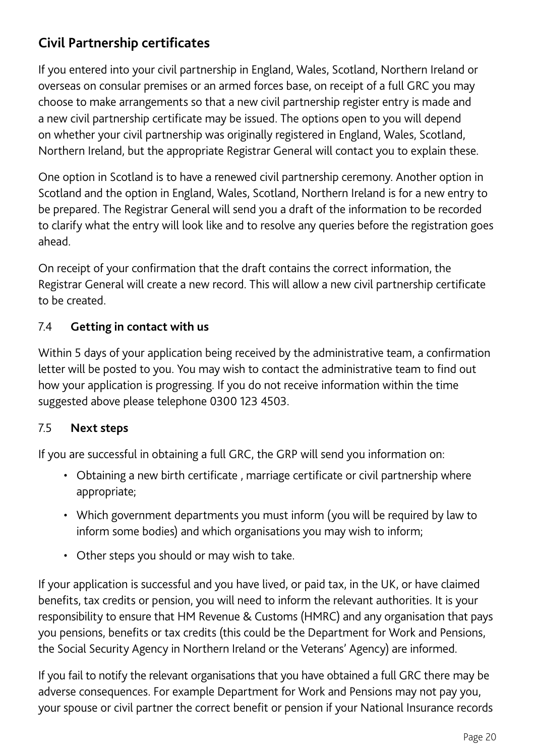## Civil Partnership certificates

If you entered into your civil partnership in England, Wales, Scotland, Northern Ireland or overseas on consular premises or an armed forces base, on receipt of a full GRC you may choose to make arrangements so that a new civil partnership register entry is made and a new civil partnership certificate may be issued. The options open to you will depend on whether your civil partnership was originally registered in England, Wales, Scotland, Northern Ireland, but the appropriate Registrar General will contact you to explain these.

One option in Scotland is to have a renewed civil partnership ceremony. Another option in Scotland and the option in England, Wales, Scotland, Northern Ireland is for a new entry to be prepared. The Registrar General will send you a draft of the information to be recorded to clarify what the entry will look like and to resolve any queries before the registration goes ahead.

On receipt of your confirmation that the draft contains the correct information, the Registrar General will create a new record. This will allow a new civil partnership certificate to be created.

### 7.4 Getting in contact with us

Within 5 days of your application being received by the administrative team, a confirmation letter will be posted to you. You may wish to contact the administrative team to find out how your application is progressing. If you do not receive information within the time suggested above please telephone 0300 123 4503.

### 7.5 Next steps

If you are successful in obtaining a full GRC, the GRP will send you information on:

- Obtaining a new birth certificate , marriage certificate or civil partnership where appropriate;
- Which government departments you must inform (you will be required by law to inform some bodies) and which organisations you may wish to inform;
- Other steps you should or may wish to take.

If your application is successful and you have lived, or paid tax, in the UK, or have claimed benefits, tax credits or pension, you will need to inform the relevant authorities. It is your responsibility to ensure that HM Revenue & Customs (HMRC) and any organisation that pays you pensions, benefits or tax credits (this could be the Department for Work and Pensions, the Social Security Agency in Northern Ireland or the Veterans' Agency) are informed.

If you fail to notify the relevant organisations that you have obtained a full GRC there may be adverse consequences. For example Department for Work and Pensions may not pay you, your spouse or civil partner the correct benefit or pension if your National Insurance records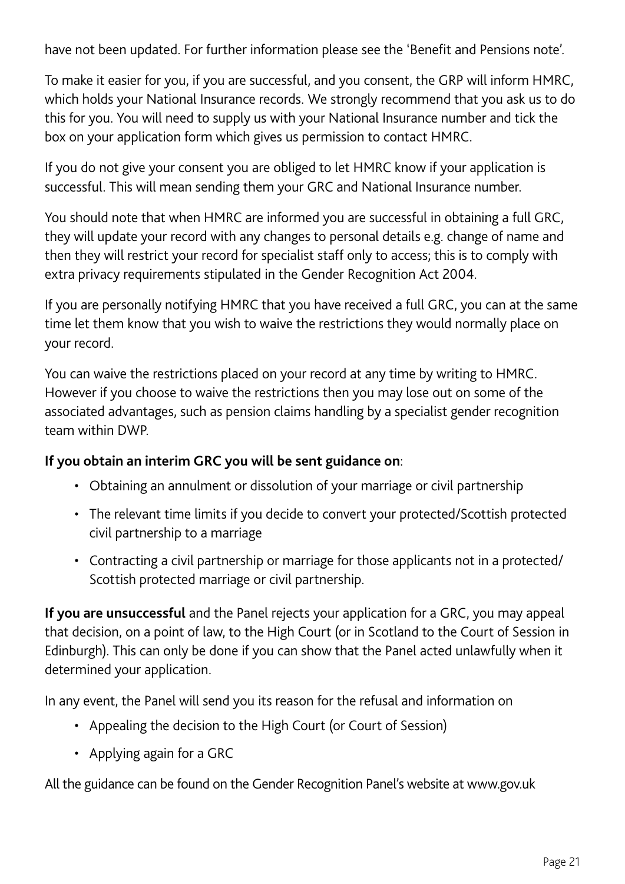have not been updated. For further information please see the 'Benefit and Pensions note'.

To make it easier for you, if you are successful, and you consent, the GRP will inform HMRC, which holds your National Insurance records. We strongly recommend that you ask us to do this for you. You will need to supply us with your National Insurance number and tick the box on your application form which gives us permission to contact HMRC.

If you do not give your consent you are obliged to let HMRC know if your application is successful. This will mean sending them your GRC and National Insurance number.

You should note that when HMRC are informed you are successful in obtaining a full GRC, they will update your record with any changes to personal details e.g. change of name and then they will restrict your record for specialist staff only to access; this is to comply with extra privacy requirements stipulated in the Gender Recognition Act 2004.

If you are personally notifying HMRC that you have received a full GRC, you can at the same time let them know that you wish to waive the restrictions they would normally place on your record.

You can waive the restrictions placed on your record at any time by writing to HMRC. However if you choose to waive the restrictions then you may lose out on some of the associated advantages, such as pension claims handling by a specialist gender recognition team within DWP.

**If you obtain an interim GRC you will be sent guidance on**:

- Obtaining an annulment or dissolution of your marriage or civil partnership
- The relevant time limits if you decide to convert your protected/Scottish protected civil partnership to a marriage
- Contracting a civil partnership or marriage for those applicants not in a protected/ Scottish protected marriage or civil partnership.

**If you are unsuccessful** and the Panel rejects your application for a GRC, you may appeal that decision, on a point of law, to the High Court (or in Scotland to the Court of Session in Edinburgh). This can only be done if you can show that the Panel acted unlawfully when it determined your application.

In any event, the Panel will send you its reason for the refusal and information on

- Appealing the decision to the High Court (or Court of Session)
- Applying again for a GRC

All the guidance can be found on the Gender Recognition Panel's website at www.gov.uk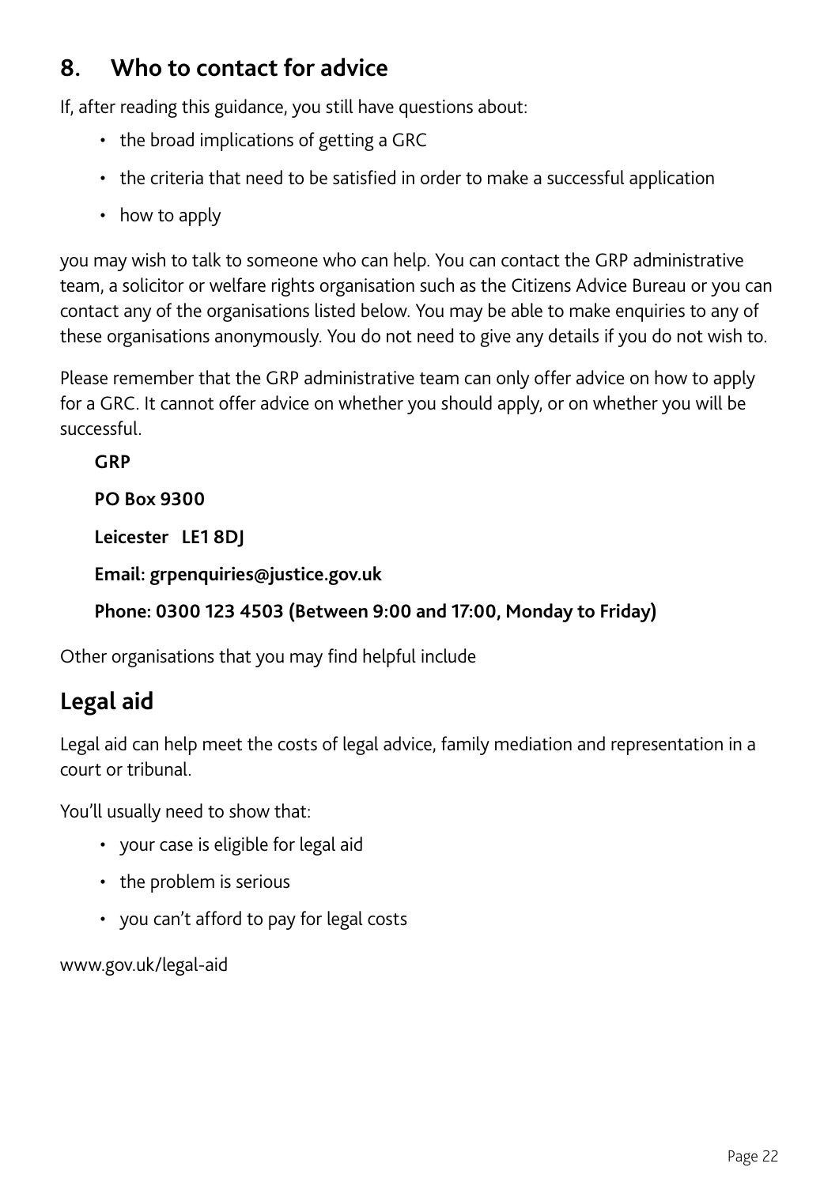## 8. Who to contact for advice

If, after reading this guidance, you still have questions about:

- the broad implications of getting a GRC
- the criteria that need to be satisfied in order to make a successful application
- how to apply

you may wish to talk to someone who can help. You can contact the GRP administrative team, a solicitor or welfare rights organisation such as the Citizens Advice Bureau or you can contact any of the organisations listed below. You may be able to make enquiries to any of these organisations anonymously. You do not need to give any details if you do not wish to.

Please remember that the GRP administrative team can only offer advice on how to apply for a GRC. It cannot offer advice on whether you should apply, or on whether you will be successful.

**GRP**

**PO Box 9300**

**Leicester LE1 8DJ**

**Email: grpenquiries@justice.gov.uk**

**Phone: 0300 123 4503 (Between 9:00 and 17:00, Monday to Friday)**

Other organisations that you may find helpful include

## Legal aid

Legal aid can help meet the costs of legal advice, family mediation and representation in a court or tribunal.

You'll usually need to show that:

- your case is eligible for legal aid
- the problem is serious
- you can't afford to pay for legal costs

www.gov.uk/legal-aid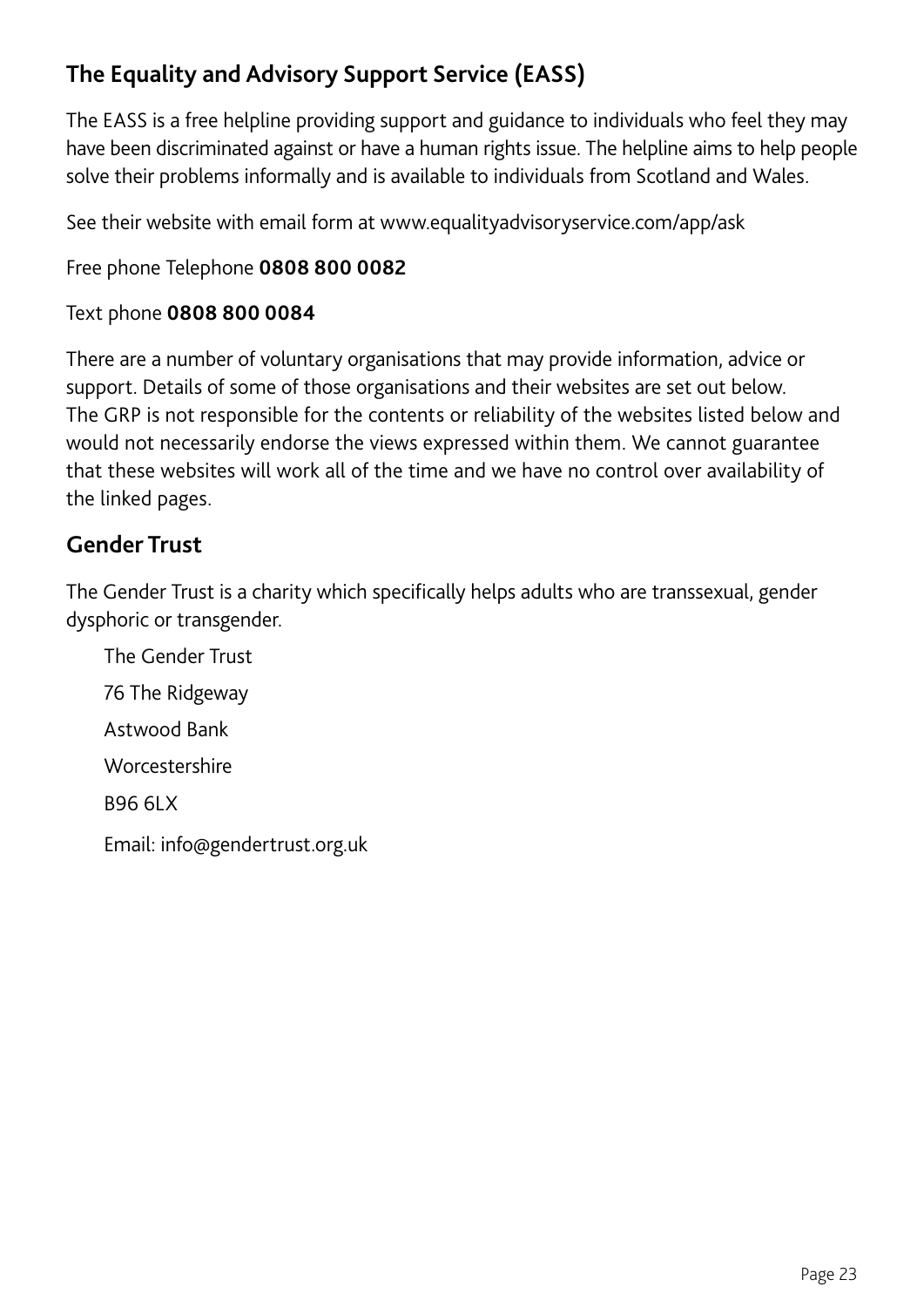## The Equality and Advisory Support Service (EASS)

The EASS is a free helpline providing support and guidance to individuals who feel they may have been discriminated against or have a human rights issue. The helpline aims to help people solve their problems informally and is available to individuals from Scotland and Wales.

See their website with email form at www.equalityadvisoryservice.com/app/ask

Free phone Telephone **0808 800 0082**

Text phone **0808 800 0084**

There are a number of voluntary organisations that may provide information, advice or support. Details of some of those organisations and their websites are set out below. The GRP is not responsible for the contents or reliability of the websites listed below and would not necessarily endorse the views expressed within them. We cannot guarantee that these websites will work all of the time and we have no control over availability of the linked pages.

## Gender Trust

The Gender Trust is a charity which specifically helps adults who are transsexual, gender dysphoric or transgender.

The Gender Trust

76 The Ridgeway

Astwood Bank

Worcestershire

B96 6LX

Email: info@gendertrust.org.uk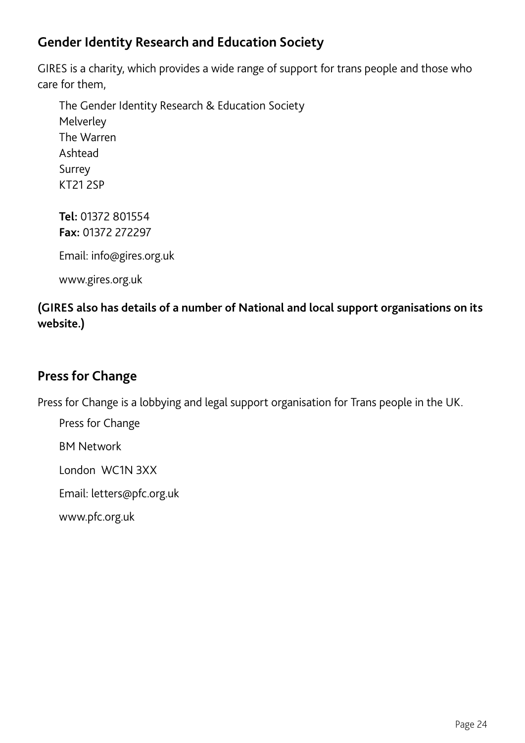## Gender Identity Research and Education Society

GIRES is a charity, which provides a wide range of support for trans people and those who care for them,

The Gender Identity Research & Education Society
Melverley
The Warren
Ashtead
Surrey
KT21 2SP

**Tel:** 01372 801554
**Fax:** 01372 272297

Email: info@gires.org.uk

www.gires.org.uk

**(GIRES also has details of a number of National and local support organisations on its website.)**

## Press for Change

Press for Change is a lobbying and legal support organisation for Trans people in the UK.

Press for Change

BM Network

London WC1N 3XX

Email: letters@pfc.org.uk

www.pfc.org.uk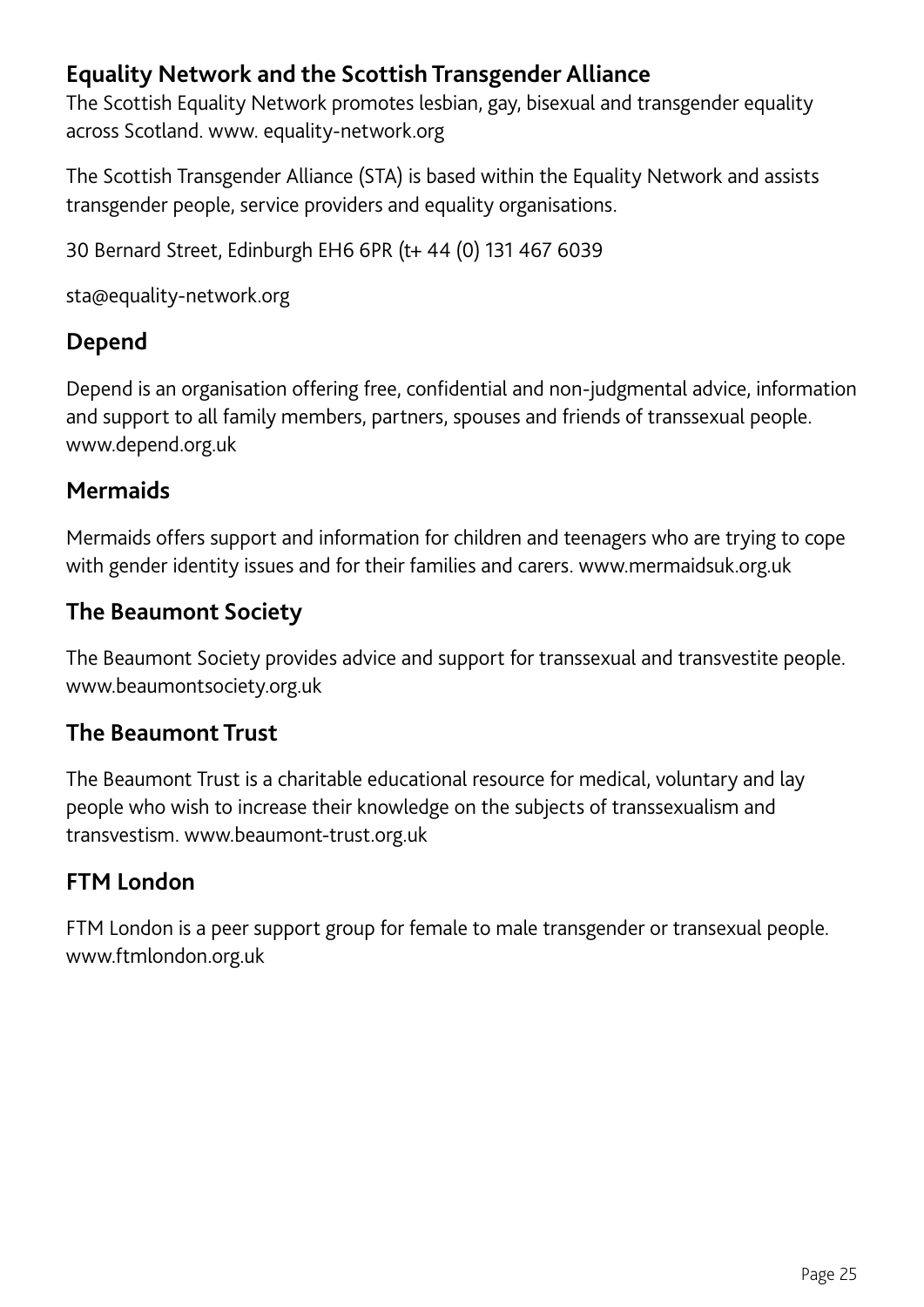## Equality Network and the Scottish Transgender Alliance

The Scottish Equality Network promotes lesbian, gay, bisexual and transgender equality across Scotland. www. equality-network.org

The Scottish Transgender Alliance (STA) is based within the Equality Network and assists transgender people, service providers and equality organisations.

30 Bernard Street, Edinburgh EH6 6PR (t+ 44 (0) 131 467 6039

sta@equality-network.org

## Depend

Depend is an organisation offering free, confidential and non-judgmental advice, information and support to all family members, partners, spouses and friends of transsexual people. www.depend.org.uk

## Mermaids

Mermaids offers support and information for children and teenagers who are trying to cope with gender identity issues and for their families and carers. www.mermaidsuk.org.uk

## The Beaumont Society

The Beaumont Society provides advice and support for transsexual and transvestite people. www.beaumontsociety.org.uk

## The Beaumont Trust

The Beaumont Trust is a charitable educational resource for medical, voluntary and lay people who wish to increase their knowledge on the subjects of transsexualism and transvestism. www.beaumont-trust.org.uk

## FTM London

FTM London is a peer support group for female to male transgender or transexual people. www.ftmlondon.org.uk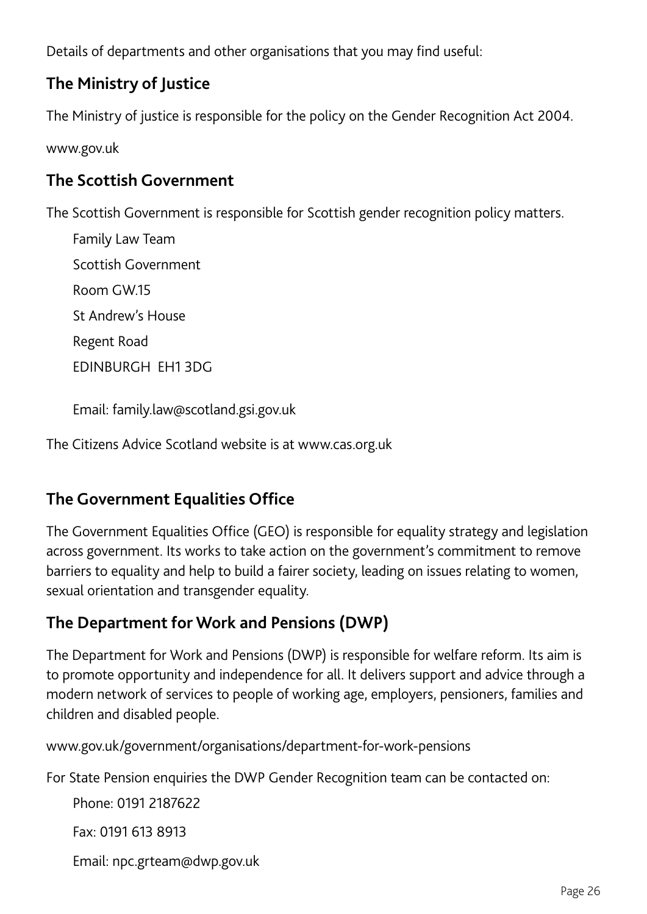Details of departments and other organisations that you may find useful:

## The Ministry of Justice

The Ministry of justice is responsible for the policy on the Gender Recognition Act 2004.

www.gov.uk

## The Scottish Government

The Scottish Government is responsible for Scottish gender recognition policy matters.

Family Law Team
Scottish Government
Room GW.15
St Andrew's House
Regent Road
EDINBURGH EH1 3DG

Email: family.law@scotland.gsi.gov.uk

The Citizens Advice Scotland website is at www.cas.org.uk

## The Government Equalities Office

The Government Equalities Office (GEO) is responsible for equality strategy and legislation across government. Its works to take action on the government's commitment to remove barriers to equality and help to build a fairer society, leading on issues relating to women, sexual orientation and transgender equality.

## The Department for Work and Pensions (DWP)

The Department for Work and Pensions (DWP) is responsible for welfare reform. Its aim is to promote opportunity and independence for all. It delivers support and advice through a modern network of services to people of working age, employers, pensioners, families and children and disabled people.

www.gov.uk/government/organisations/department-for-work-pensions

For State Pension enquiries the DWP Gender Recognition team can be contacted on:

Phone: 0191 2187622

Fax: 0191 613 8913

Email: npc.grteam@dwp.gov.uk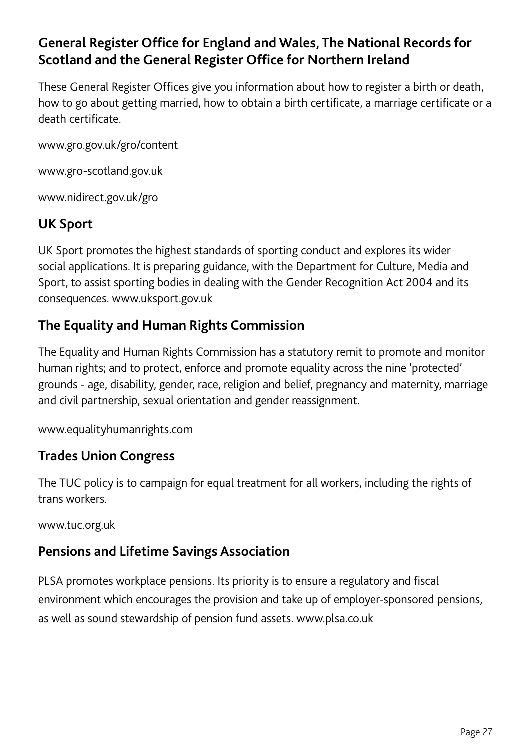## General Register Office for England and Wales, The National Records for Scotland and the General Register Office for Northern Ireland

These General Register Offices give you information about how to register a birth or death, how to go about getting married, how to obtain a birth certificate, a marriage certificate or a death certificate.

www.gro.gov.uk/gro/content

www.gro-scotland.gov.uk

www.nidirect.gov.uk/gro

## UK Sport

UK Sport promotes the highest standards of sporting conduct and explores its wider social applications. It is preparing guidance, with the Department for Culture, Media and Sport, to assist sporting bodies in dealing with the Gender Recognition Act 2004 and its consequences. www.uksport.gov.uk

## The Equality and Human Rights Commission

The Equality and Human Rights Commission has a statutory remit to promote and monitor human rights; and to protect, enforce and promote equality across the nine 'protected' grounds - age, disability, gender, race, religion and belief, pregnancy and maternity, marriage and civil partnership, sexual orientation and gender reassignment.

www.equalityhumanrights.com

## Trades Union Congress

The TUC policy is to campaign for equal treatment for all workers, including the rights of trans workers.

www.tuc.org.uk

## Pensions and Lifetime Savings Association

PLSA promotes workplace pensions. Its priority is to ensure a regulatory and fiscal environment which encourages the provision and take up of employer-sponsored pensions, as well as sound stewardship of pension fund assets. www.plsa.co.uk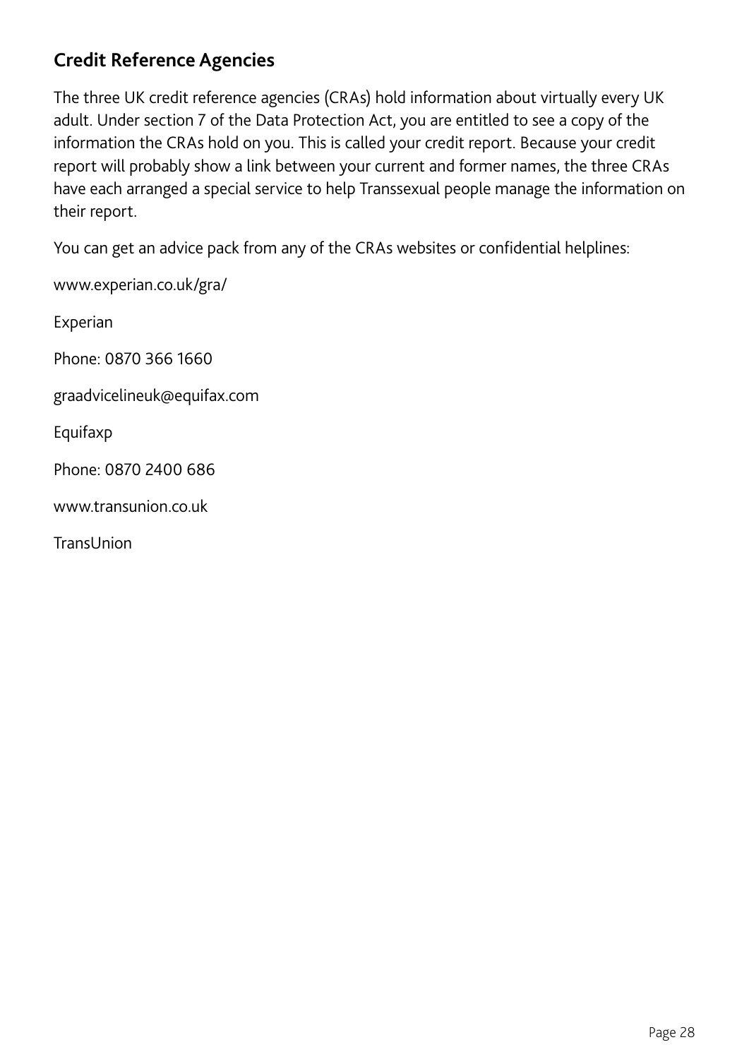## Credit Reference Agencies

The three UK credit reference agencies (CRAs) hold information about virtually every UK adult. Under section 7 of the Data Protection Act, you are entitled to see a copy of the information the CRAs hold on you. This is called your credit report. Because your credit report will probably show a link between your current and former names, the three CRAs have each arranged a special service to help Transsexual people manage the information on their report.

You can get an advice pack from any of the CRAs websites or confidential helplines:

www.experian.co.uk/gra/

Experian

Phone: 0870 366 1660

graadvicelineuk@equifax.com

Equifaxp

Phone: 0870 2400 686

www.transunion.co.uk

TransUnion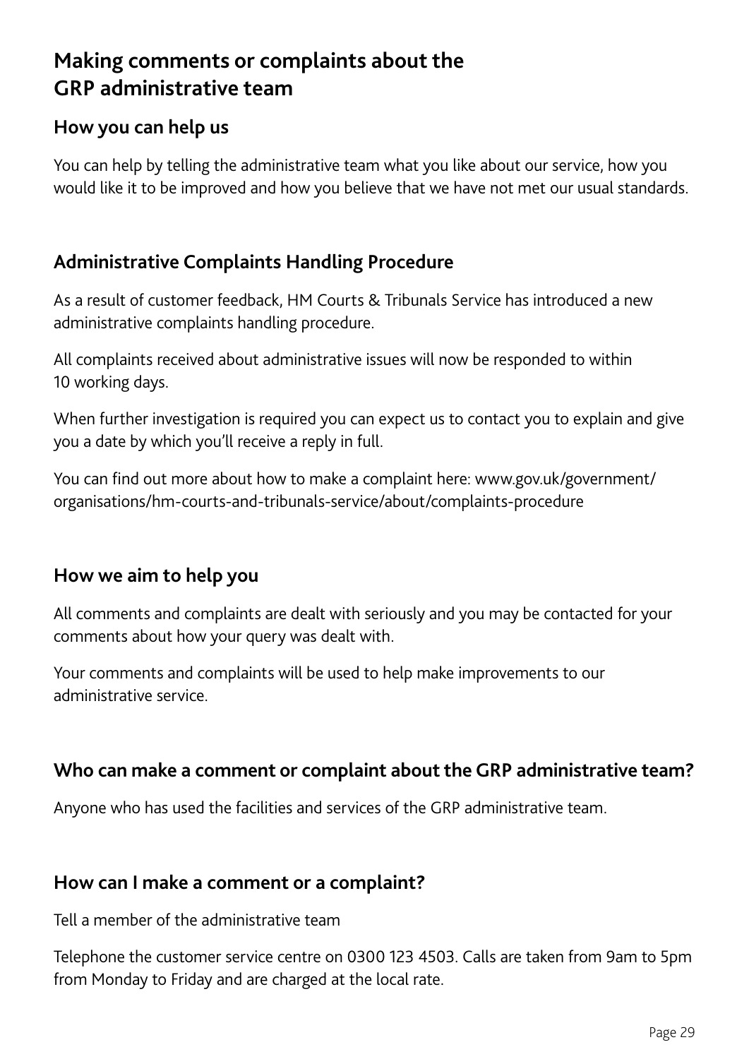# Making comments or complaints about the GRP administrative team

## How you can help us

You can help by telling the administrative team what you like about our service, how you would like it to be improved and how you believe that we have not met our usual standards.

## Administrative Complaints Handling Procedure

As a result of customer feedback, HM Courts & Tribunals Service has introduced a new administrative complaints handling procedure.

All complaints received about administrative issues will now be responded to within 10 working days.

When further investigation is required you can expect us to contact you to explain and give you a date by which you'll receive a reply in full.

You can find out more about how to make a complaint here: www.gov.uk/government/organisations/hm-courts-and-tribunals-service/about/complaints-procedure

## How we aim to help you

All comments and complaints are dealt with seriously and you may be contacted for your comments about how your query was dealt with.

Your comments and complaints will be used to help make improvements to our administrative service.

## Who can make a comment or complaint about the GRP administrative team?

Anyone who has used the facilities and services of the GRP administrative team.

## How can I make a comment or a complaint?

Tell a member of the administrative team

Telephone the customer service centre on 0300 123 4503. Calls are taken from 9am to 5pm from Monday to Friday and are charged at the local rate.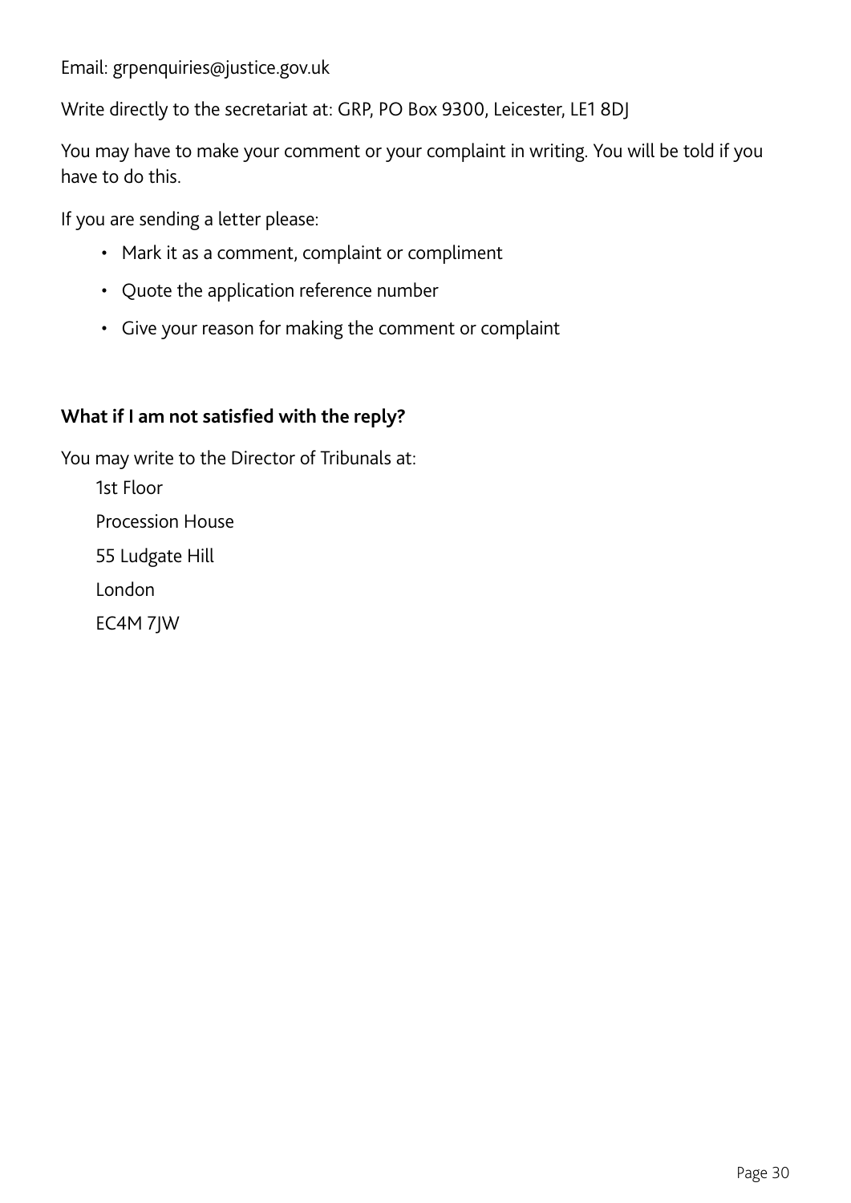Email: grpenquiries@justice.gov.uk

Write directly to the secretariat at: GRP, PO Box 9300, Leicester, LE1 8DJ

You may have to make your comment or your complaint in writing. You will be told if you have to do this.

If you are sending a letter please:

- Mark it as a comment, complaint or compliment
- Quote the application reference number
- Give your reason for making the comment or complaint

**What if I am not satisfied with the reply?**

You may write to the Director of Tribunals at:

1st Floor

Procession House

55 Ludgate Hill

London

EC4M 7JW